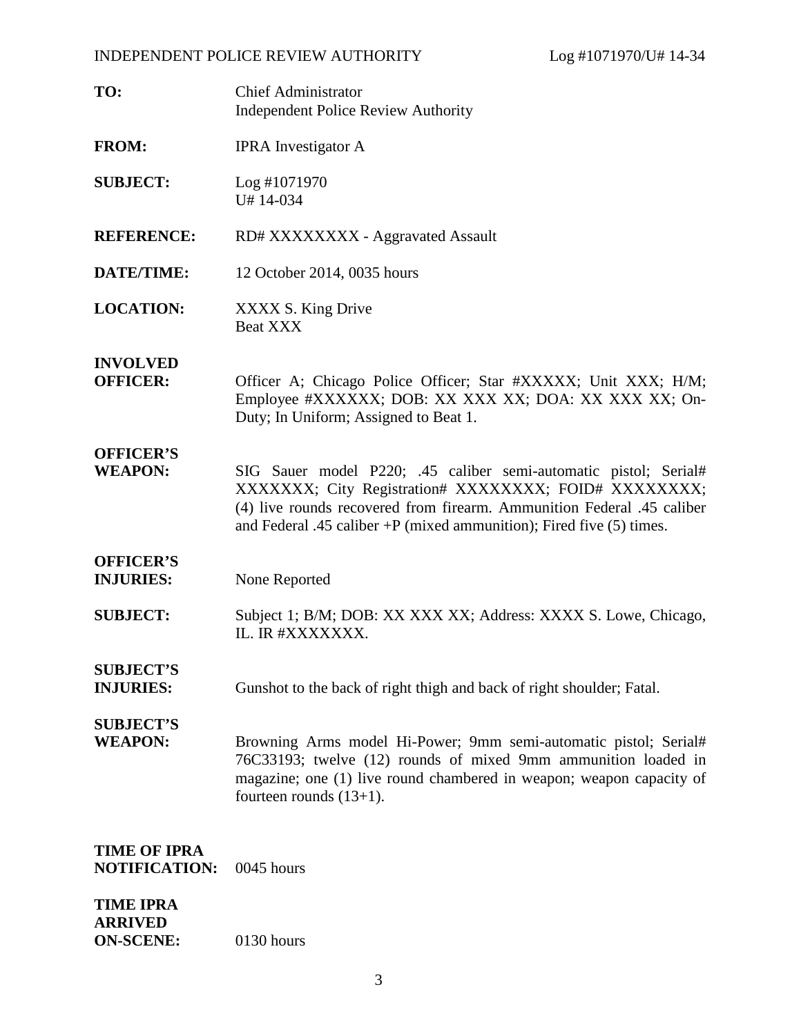**TO:** Chief Administrator
Independent Police Review Authority

**FROM:** IPRA Investigator A

**SUBJECT:** Log #1071970
U# 14-034

**REFERENCE:** RD# XXXXXXXX - Aggravated Assault

**DATE/TIME:** 12 October 2014, 0035 hours

**LOCATION:** XXXX S. King Drive
Beat XXX

**INVOLVED OFFICER:** Officer A; Chicago Police Officer; Star #XXXXX; Unit XXX; H/M; Employee #XXXXXX; DOB: XX XXX XX; DOA: XX XXX XX; On-Duty; In Uniform; Assigned to Beat 1.

**OFFICER'S WEAPON:** SIG Sauer model P220; .45 caliber semi-automatic pistol; Serial# XXXXXXX; City Registration# XXXXXXXX; FOID# XXXXXXXX; (4) live rounds recovered from firearm. Ammunition Federal .45 caliber and Federal .45 caliber +P (mixed ammunition); Fired five (5) times.

**OFFICER'S INJURIES:** None Reported

**SUBJECT:** Subject 1; B/M; DOB: XX XXX XX; Address: XXXX S. Lowe, Chicago, IL. IR #XXXXXXX.

**SUBJECT'S INJURIES:** Gunshot to the back of right thigh and back of right shoulder; Fatal.

**SUBJECT'S WEAPON:** Browning Arms model Hi-Power; 9mm semi-automatic pistol; Serial# 76C33193; twelve (12) rounds of mixed 9mm ammunition loaded in magazine; one (1) live round chambered in weapon; weapon capacity of fourteen rounds (13+1).

**TIME OF IPRA NOTIFICATION:** 0045 hours

**TIME IPRA ARRIVED ON-SCENE:** 0130 hours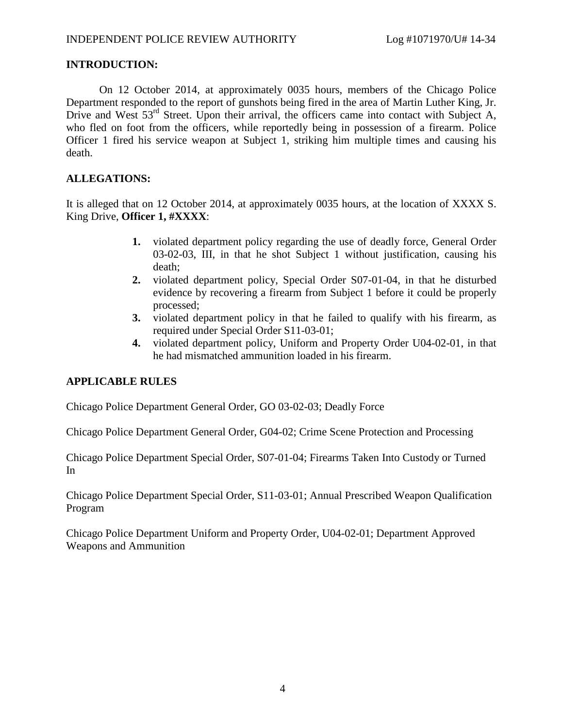## INTRODUCTION:

On 12 October 2014, at approximately 0035 hours, members of the Chicago Police Department responded to the report of gunshots being fired in the area of Martin Luther King, Jr. Drive and West 53rd Street. Upon their arrival, the officers came into contact with Subject A, who fled on foot from the officers, while reportedly being in possession of a firearm. Police Officer 1 fired his service weapon at Subject 1, striking him multiple times and causing his death.

## ALLEGATIONS:

It is alleged that on 12 October 2014, at approximately 0035 hours, at the location of XXXX S. King Drive, **Officer 1, #XXXX**:

1. violated department policy regarding the use of deadly force, General Order 03-02-03, III, in that he shot Subject 1 without justification, causing his death;
2. violated department policy, Special Order S07-01-04, in that he disturbed evidence by recovering a firearm from Subject 1 before it could be properly processed;
3. violated department policy in that he failed to qualify with his firearm, as required under Special Order S11-03-01;
4. violated department policy, Uniform and Property Order U04-02-01, in that he had mismatched ammunition loaded in his firearm.

## APPLICABLE RULES

Chicago Police Department General Order, GO 03-02-03; Deadly Force

Chicago Police Department General Order, G04-02; Crime Scene Protection and Processing

Chicago Police Department Special Order, S07-01-04; Firearms Taken Into Custody or Turned In

Chicago Police Department Special Order, S11-03-01; Annual Prescribed Weapon Qualification Program

Chicago Police Department Uniform and Property Order, U04-02-01; Department Approved Weapons and Ammunition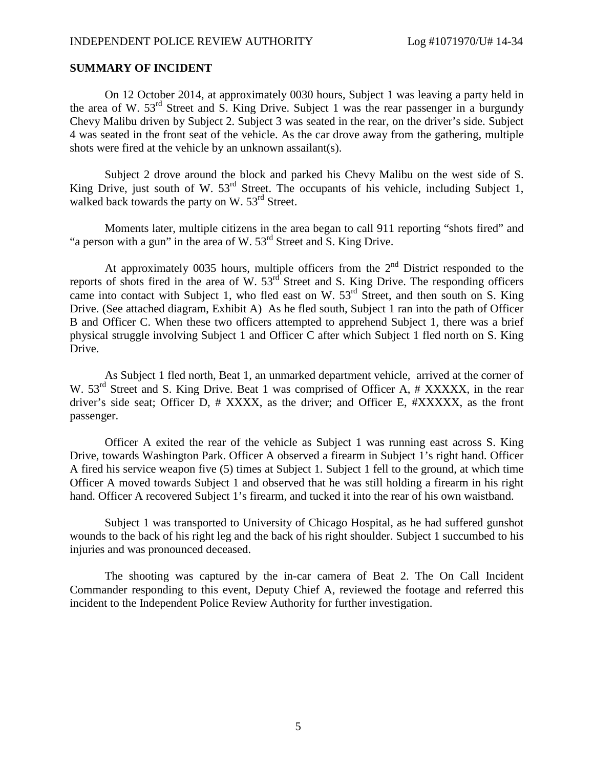## SUMMARY OF INCIDENT

On 12 October 2014, at approximately 0030 hours, Subject 1 was leaving a party held in the area of W. 53rd Street and S. King Drive. Subject 1 was the rear passenger in a burgundy Chevy Malibu driven by Subject 2. Subject 3 was seated in the rear, on the driver's side. Subject 4 was seated in the front seat of the vehicle. As the car drove away from the gathering, multiple shots were fired at the vehicle by an unknown assailant(s).

Subject 2 drove around the block and parked his Chevy Malibu on the west side of S. King Drive, just south of W. 53rd Street. The occupants of his vehicle, including Subject 1, walked back towards the party on W. 53rd Street.

Moments later, multiple citizens in the area began to call 911 reporting "shots fired" and "a person with a gun" in the area of W. 53rd Street and S. King Drive.

At approximately 0035 hours, multiple officers from the 2nd District responded to the reports of shots fired in the area of W. 53rd Street and S. King Drive. The responding officers came into contact with Subject 1, who fled east on W. 53rd Street, and then south on S. King Drive. (See attached diagram, Exhibit A) As he fled south, Subject 1 ran into the path of Officer B and Officer C. When these two officers attempted to apprehend Subject 1, there was a brief physical struggle involving Subject 1 and Officer C after which Subject 1 fled north on S. King Drive.

As Subject 1 fled north, Beat 1, an unmarked department vehicle, arrived at the corner of W. 53rd Street and S. King Drive. Beat 1 was comprised of Officer A, # XXXXX, in the rear driver's side seat; Officer D, # XXXX, as the driver; and Officer E, #XXXXX, as the front passenger.

Officer A exited the rear of the vehicle as Subject 1 was running east across S. King Drive, towards Washington Park. Officer A observed a firearm in Subject 1's right hand. Officer A fired his service weapon five (5) times at Subject 1. Subject 1 fell to the ground, at which time Officer A moved towards Subject 1 and observed that he was still holding a firearm in his right hand. Officer A recovered Subject 1's firearm, and tucked it into the rear of his own waistband.

Subject 1 was transported to University of Chicago Hospital, as he had suffered gunshot wounds to the back of his right leg and the back of his right shoulder. Subject 1 succumbed to his injuries and was pronounced deceased.

The shooting was captured by the in-car camera of Beat 2. The On Call Incident Commander responding to this event, Deputy Chief A, reviewed the footage and referred this incident to the Independent Police Review Authority for further investigation.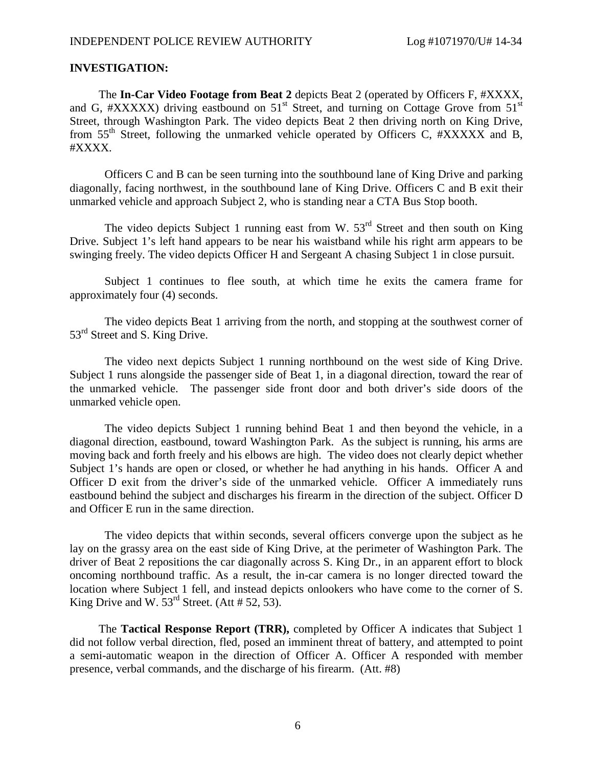**INVESTIGATION:**

The **In-Car Video Footage from Beat 2** depicts Beat 2 (operated by Officers F, #XXXX, and G, #XXXXX) driving eastbound on 51st Street, and turning on Cottage Grove from 51st Street, through Washington Park. The video depicts Beat 2 then driving north on King Drive, from 55th Street, following the unmarked vehicle operated by Officers C, #XXXXX and B, #XXXX.

Officers C and B can be seen turning into the southbound lane of King Drive and parking diagonally, facing northwest, in the southbound lane of King Drive. Officers C and B exit their unmarked vehicle and approach Subject 2, who is standing near a CTA Bus Stop booth.

The video depicts Subject 1 running east from W. 53rd Street and then south on King Drive. Subject 1's left hand appears to be near his waistband while his right arm appears to be swinging freely. The video depicts Officer H and Sergeant A chasing Subject 1 in close pursuit.

Subject 1 continues to flee south, at which time he exits the camera frame for approximately four (4) seconds.

The video depicts Beat 1 arriving from the north, and stopping at the southwest corner of 53rd Street and S. King Drive.

The video next depicts Subject 1 running northbound on the west side of King Drive. Subject 1 runs alongside the passenger side of Beat 1, in a diagonal direction, toward the rear of the unmarked vehicle. The passenger side front door and both driver's side doors of the unmarked vehicle open.

The video depicts Subject 1 running behind Beat 1 and then beyond the vehicle, in a diagonal direction, eastbound, toward Washington Park. As the subject is running, his arms are moving back and forth freely and his elbows are high. The video does not clearly depict whether Subject 1's hands are open or closed, or whether he had anything in his hands. Officer A and Officer D exit from the driver's side of the unmarked vehicle. Officer A immediately runs eastbound behind the subject and discharges his firearm in the direction of the subject. Officer D and Officer E run in the same direction.

The video depicts that within seconds, several officers converge upon the subject as he lay on the grassy area on the east side of King Drive, at the perimeter of Washington Park. The driver of Beat 2 repositions the car diagonally across S. King Dr., in an apparent effort to block oncoming northbound traffic. As a result, the in-car camera is no longer directed toward the location where Subject 1 fell, and instead depicts onlookers who have come to the corner of S. King Drive and W. 53rd Street. (Att # 52, 53).

The **Tactical Response Report (TRR),** completed by Officer A indicates that Subject 1 did not follow verbal direction, fled, posed an imminent threat of battery, and attempted to point a semi-automatic weapon in the direction of Officer A. Officer A responded with member presence, verbal commands, and the discharge of his firearm. (Att. #8)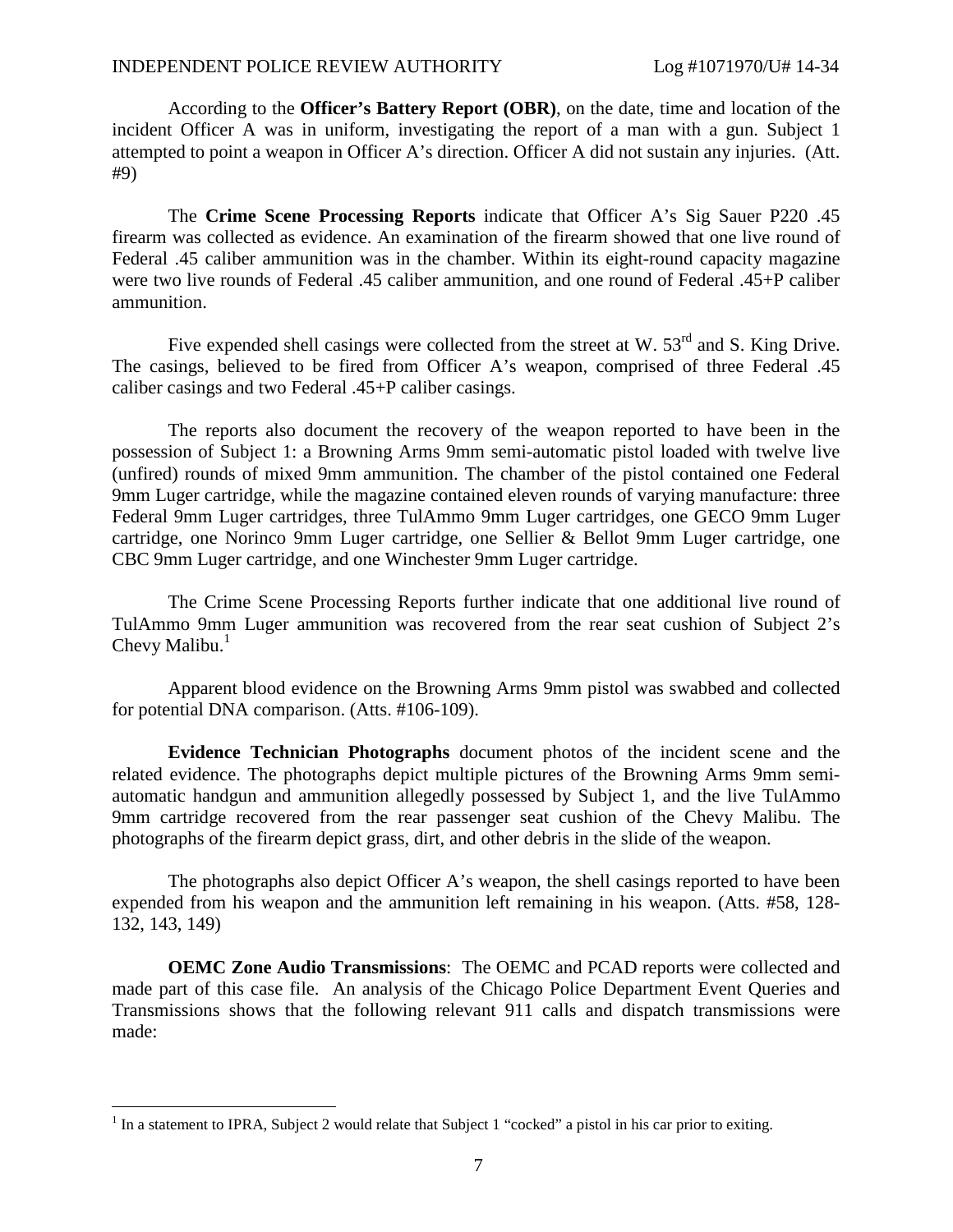According to the **Officer's Battery Report (OBR)**, on the date, time and location of the incident Officer A was in uniform, investigating the report of a man with a gun. Subject 1 attempted to point a weapon in Officer A's direction. Officer A did not sustain any injuries. (Att. #9)

The **Crime Scene Processing Reports** indicate that Officer A's Sig Sauer P220 .45 firearm was collected as evidence. An examination of the firearm showed that one live round of Federal .45 caliber ammunition was in the chamber. Within its eight-round capacity magazine were two live rounds of Federal .45 caliber ammunition, and one round of Federal .45+P caliber ammunition.

Five expended shell casings were collected from the street at W. 53rd and S. King Drive. The casings, believed to be fired from Officer A's weapon, comprised of three Federal .45 caliber casings and two Federal .45+P caliber casings.

The reports also document the recovery of the weapon reported to have been in the possession of Subject 1: a Browning Arms 9mm semi-automatic pistol loaded with twelve live (unfired) rounds of mixed 9mm ammunition. The chamber of the pistol contained one Federal 9mm Luger cartridge, while the magazine contained eleven rounds of varying manufacture: three Federal 9mm Luger cartridges, three TulAmmo 9mm Luger cartridges, one GECO 9mm Luger cartridge, one Norinco 9mm Luger cartridge, one Sellier & Bellot 9mm Luger cartridge, one CBC 9mm Luger cartridge, and one Winchester 9mm Luger cartridge.

The Crime Scene Processing Reports further indicate that one additional live round of TulAmmo 9mm Luger ammunition was recovered from the rear seat cushion of Subject 2's Chevy Malibu.[1]

Apparent blood evidence on the Browning Arms 9mm pistol was swabbed and collected for potential DNA comparison. (Atts. #106-109).

**Evidence Technician Photographs** document photos of the incident scene and the related evidence. The photographs depict multiple pictures of the Browning Arms 9mm semi-automatic handgun and ammunition allegedly possessed by Subject 1, and the live TulAmmo 9mm cartridge recovered from the rear passenger seat cushion of the Chevy Malibu. The photographs of the firearm depict grass, dirt, and other debris in the slide of the weapon.

The photographs also depict Officer A's weapon, the shell casings reported to have been expended from his weapon and the ammunition left remaining in his weapon. (Atts. #58, 128-132, 143, 149)

**OEMC Zone Audio Transmissions**: The OEMC and PCAD reports were collected and made part of this case file. An analysis of the Chicago Police Department Event Queries and Transmissions shows that the following relevant 911 calls and dispatch transmissions were made:

[1] In a statement to IPRA, Subject 2 would relate that Subject 1 "cocked" a pistol in his car prior to exiting.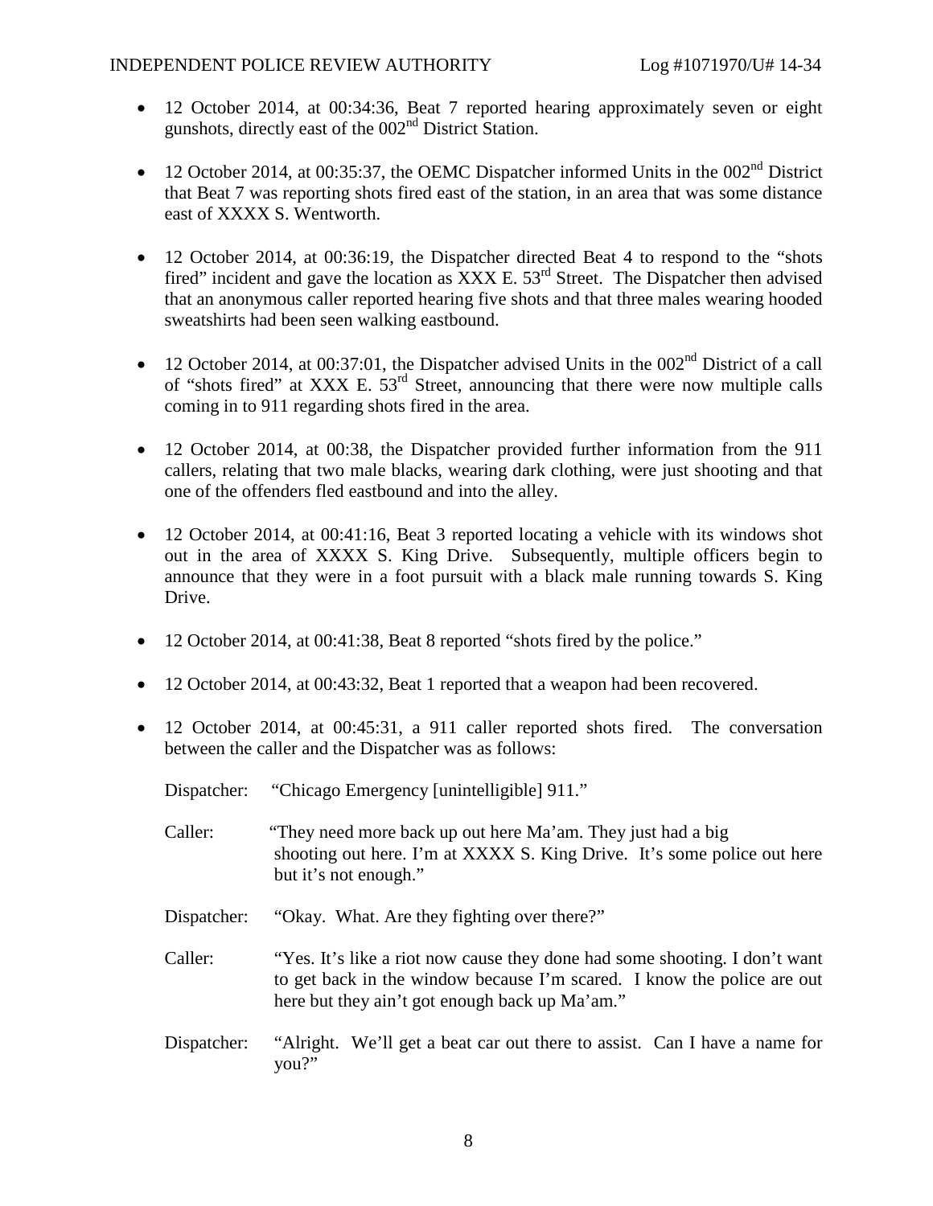- 12 October 2014, at 00:34:36, Beat 7 reported hearing approximately seven or eight gunshots, directly east of the 002nd District Station.

- 12 October 2014, at 00:35:37, the OEMC Dispatcher informed Units in the 002nd District that Beat 7 was reporting shots fired east of the station, in an area that was some distance east of XXXX S. Wentworth.

- 12 October 2014, at 00:36:19, the Dispatcher directed Beat 4 to respond to the "shots fired" incident and gave the location as XXX E. 53rd Street. The Dispatcher then advised that an anonymous caller reported hearing five shots and that three males wearing hooded sweatshirts had been seen walking eastbound.

- 12 October 2014, at 00:37:01, the Dispatcher advised Units in the 002nd District of a call of "shots fired" at XXX E. 53rd Street, announcing that there were now multiple calls coming in to 911 regarding shots fired in the area.

- 12 October 2014, at 00:38, the Dispatcher provided further information from the 911 callers, relating that two male blacks, wearing dark clothing, were just shooting and that one of the offenders fled eastbound and into the alley.

- 12 October 2014, at 00:41:16, Beat 3 reported locating a vehicle with its windows shot out in the area of XXXX S. King Drive. Subsequently, multiple officers begin to announce that they were in a foot pursuit with a black male running towards S. King Drive.

- 12 October 2014, at 00:41:38, Beat 8 reported "shots fired by the police."

- 12 October 2014, at 00:43:32, Beat 1 reported that a weapon had been recovered.

- 12 October 2014, at 00:45:31, a 911 caller reported shots fired. The conversation between the caller and the Dispatcher was as follows:

  Dispatcher: "Chicago Emergency [unintelligible] 911."

  Caller: "They need more back up out here Ma'am. They just had a big shooting out here. I'm at XXXX S. King Drive. It's some police out here but it's not enough."

  Dispatcher: "Okay. What. Are they fighting over there?"

  Caller: "Yes. It's like a riot now cause they done had some shooting. I don't want to get back in the window because I'm scared. I know the police are out here but they ain't got enough back up Ma'am."

  Dispatcher: "Alright. We'll get a beat car out there to assist. Can I have a name for you?"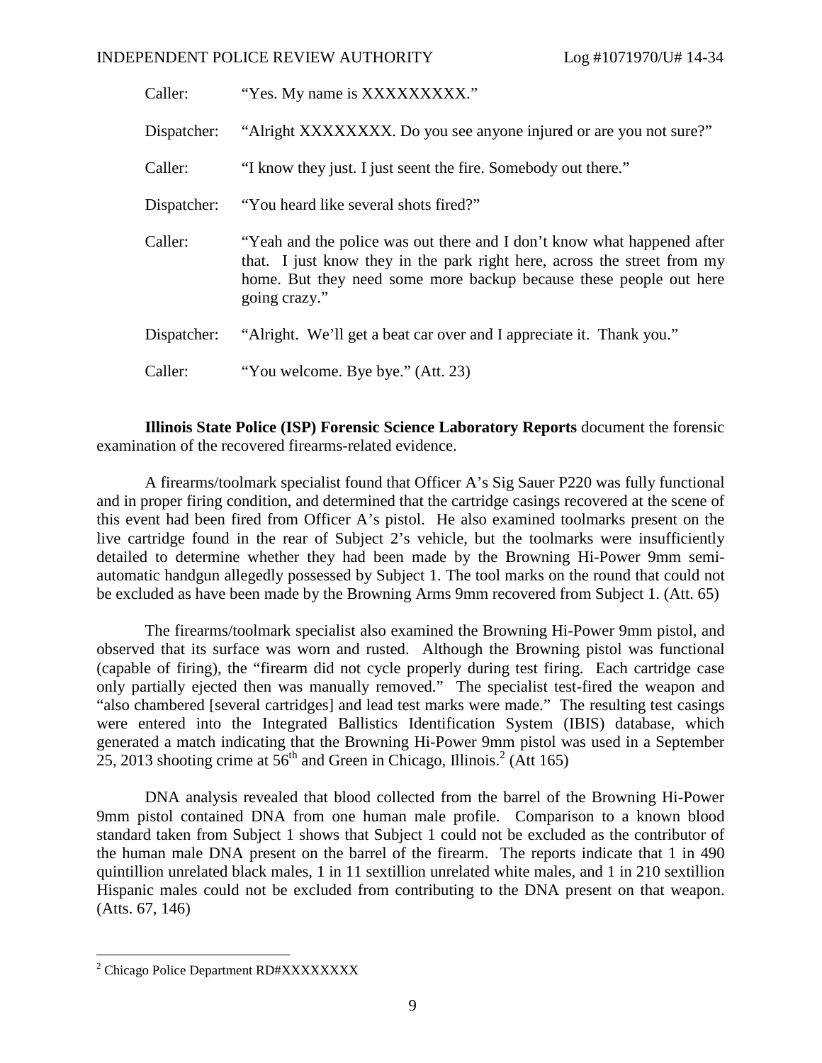Caller: "Yes. My name is XXXXXXXXX."

Dispatcher: "Alright XXXXXXXX. Do you see anyone injured or are you not sure?"

Caller: "I know they just. I just seent the fire. Somebody out there."

Dispatcher: "You heard like several shots fired?"

Caller: "Yeah and the police was out there and I don't know what happened after that. I just know they in the park right here, across the street from my home. But they need some more backup because these people out here going crazy."

Dispatcher: "Alright. We'll get a beat car over and I appreciate it. Thank you."

Caller: "You welcome. Bye bye." (Att. 23)

**Illinois State Police (ISP) Forensic Science Laboratory Reports** document the forensic examination of the recovered firearms-related evidence.

A firearms/toolmark specialist found that Officer A's Sig Sauer P220 was fully functional and in proper firing condition, and determined that the cartridge casings recovered at the scene of this event had been fired from Officer A's pistol. He also examined toolmarks present on the live cartridge found in the rear of Subject 2's vehicle, but the toolmarks were insufficiently detailed to determine whether they had been made by the Browning Hi-Power 9mm semi-automatic handgun allegedly possessed by Subject 1. The tool marks on the round that could not be excluded as have been made by the Browning Arms 9mm recovered from Subject 1. (Att. 65)

The firearms/toolmark specialist also examined the Browning Hi-Power 9mm pistol, and observed that its surface was worn and rusted. Although the Browning pistol was functional (capable of firing), the "firearm did not cycle properly during test firing. Each cartridge case only partially ejected then was manually removed." The specialist test-fired the weapon and "also chambered [several cartridges] and lead test marks were made." The resulting test casings were entered into the Integrated Ballistics Identification System (IBIS) database, which generated a match indicating that the Browning Hi-Power 9mm pistol was used in a September 25, 2013 shooting crime at 56th and Green in Chicago, Illinois.[2] (Att 165)

DNA analysis revealed that blood collected from the barrel of the Browning Hi-Power 9mm pistol contained DNA from one human male profile. Comparison to a known blood standard taken from Subject 1 shows that Subject 1 could not be excluded as the contributor of the human male DNA present on the barrel of the firearm. The reports indicate that 1 in 490 quintillion unrelated black males, 1 in 11 sextillion unrelated white males, and 1 in 210 sextillion Hispanic males could not be excluded from contributing to the DNA present on that weapon. (Atts. 67, 146)

---

[2] Chicago Police Department RD#XXXXXXXX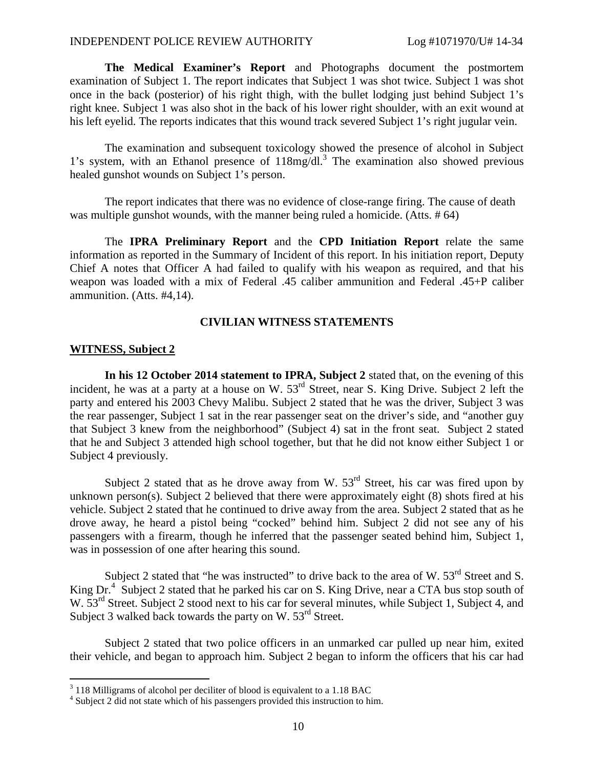**The Medical Examiner's Report** and Photographs document the postmortem examination of Subject 1. The report indicates that Subject 1 was shot twice. Subject 1 was shot once in the back (posterior) of his right thigh, with the bullet lodging just behind Subject 1's right knee. Subject 1 was also shot in the back of his lower right shoulder, with an exit wound at his left eyelid. The reports indicates that this wound track severed Subject 1's right jugular vein.

The examination and subsequent toxicology showed the presence of alcohol in Subject 1's system, with an Ethanol presence of 118mg/dl.[3] The examination also showed previous healed gunshot wounds on Subject 1's person.

The report indicates that there was no evidence of close-range firing. The cause of death was multiple gunshot wounds, with the manner being ruled a homicide. (Atts. # 64)

The **IPRA Preliminary Report** and the **CPD Initiation Report** relate the same information as reported in the Summary of Incident of this report. In his initiation report, Deputy Chief A notes that Officer A had failed to qualify with his weapon as required, and that his weapon was loaded with a mix of Federal .45 caliber ammunition and Federal .45+P caliber ammunition. (Atts. #4,14).

## CIVILIAN WITNESS STATEMENTS

### WITNESS, Subject 2

**In his 12 October 2014 statement to IPRA, Subject 2** stated that, on the evening of this incident, he was at a party at a house on W. 53rd Street, near S. King Drive. Subject 2 left the party and entered his 2003 Chevy Malibu. Subject 2 stated that he was the driver, Subject 3 was the rear passenger, Subject 1 sat in the rear passenger seat on the driver's side, and "another guy that Subject 3 knew from the neighborhood" (Subject 4) sat in the front seat. Subject 2 stated that he and Subject 3 attended high school together, but that he did not know either Subject 1 or Subject 4 previously.

Subject 2 stated that as he drove away from W. 53rd Street, his car was fired upon by unknown person(s). Subject 2 believed that there were approximately eight (8) shots fired at his vehicle. Subject 2 stated that he continued to drive away from the area. Subject 2 stated that as he drove away, he heard a pistol being "cocked" behind him. Subject 2 did not see any of his passengers with a firearm, though he inferred that the passenger seated behind him, Subject 1, was in possession of one after hearing this sound.

Subject 2 stated that "he was instructed" to drive back to the area of W. 53rd Street and S. King Dr.[4] Subject 2 stated that he parked his car on S. King Drive, near a CTA bus stop south of W. 53rd Street. Subject 2 stood next to his car for several minutes, while Subject 1, Subject 4, and Subject 3 walked back towards the party on W. 53rd Street.

Subject 2 stated that two police officers in an unmarked car pulled up near him, exited their vehicle, and began to approach him. Subject 2 began to inform the officers that his car had

---

[3] 118 Milligrams of alcohol per deciliter of blood is equivalent to a 1.18 BAC

[4] Subject 2 did not state which of his passengers provided this instruction to him.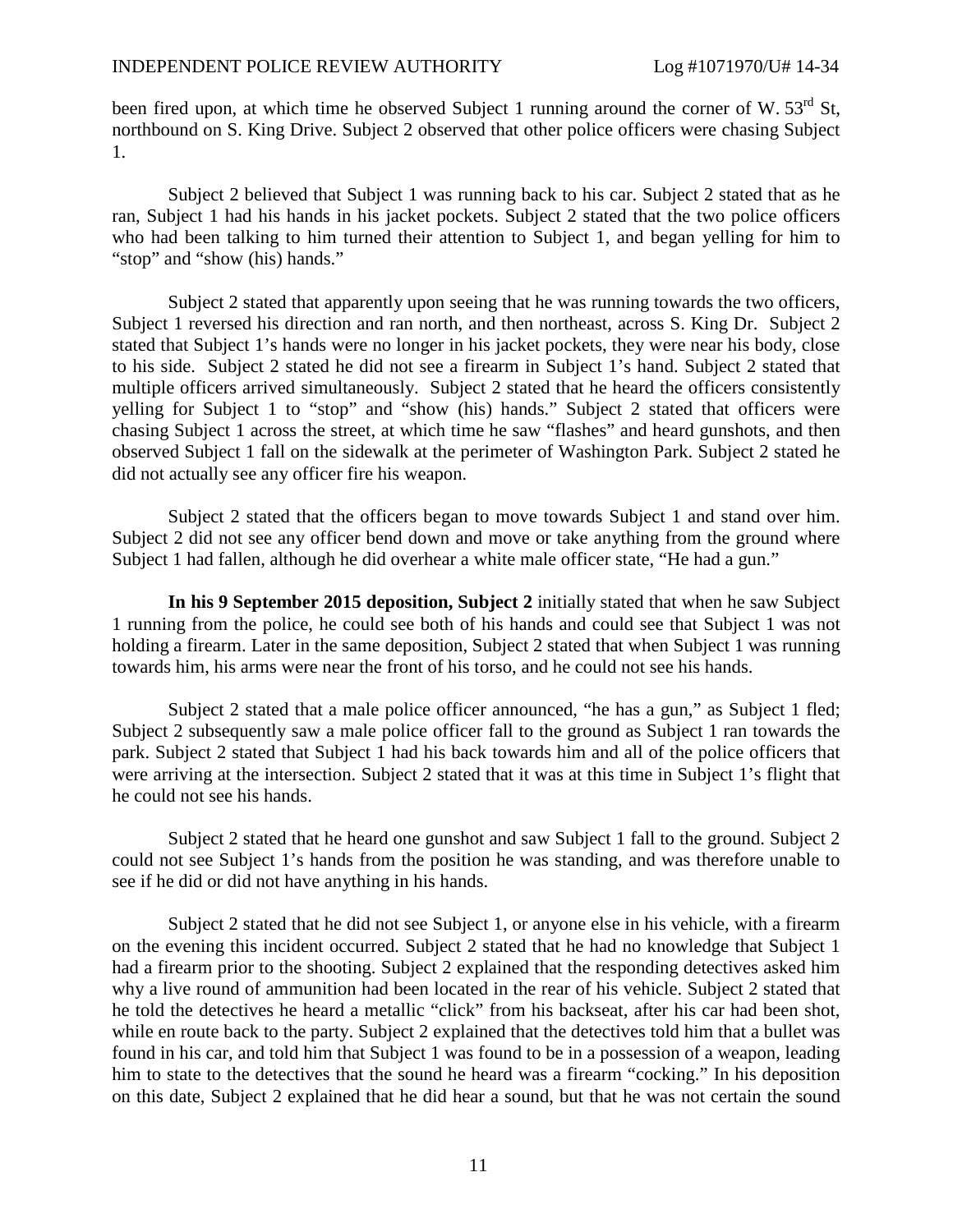been fired upon, at which time he observed Subject 1 running around the corner of W. 53rd St, northbound on S. King Drive. Subject 2 observed that other police officers were chasing Subject 1.

Subject 2 believed that Subject 1 was running back to his car. Subject 2 stated that as he ran, Subject 1 had his hands in his jacket pockets. Subject 2 stated that the two police officers who had been talking to him turned their attention to Subject 1, and began yelling for him to "stop" and "show (his) hands."

Subject 2 stated that apparently upon seeing that he was running towards the two officers, Subject 1 reversed his direction and ran north, and then northeast, across S. King Dr. Subject 2 stated that Subject 1's hands were no longer in his jacket pockets, they were near his body, close to his side. Subject 2 stated he did not see a firearm in Subject 1's hand. Subject 2 stated that multiple officers arrived simultaneously. Subject 2 stated that he heard the officers consistently yelling for Subject 1 to "stop" and "show (his) hands." Subject 2 stated that officers were chasing Subject 1 across the street, at which time he saw "flashes" and heard gunshots, and then observed Subject 1 fall on the sidewalk at the perimeter of Washington Park. Subject 2 stated he did not actually see any officer fire his weapon.

Subject 2 stated that the officers began to move towards Subject 1 and stand over him. Subject 2 did not see any officer bend down and move or take anything from the ground where Subject 1 had fallen, although he did overhear a white male officer state, "He had a gun."

**In his 9 September 2015 deposition, Subject 2** initially stated that when he saw Subject 1 running from the police, he could see both of his hands and could see that Subject 1 was not holding a firearm. Later in the same deposition, Subject 2 stated that when Subject 1 was running towards him, his arms were near the front of his torso, and he could not see his hands.

Subject 2 stated that a male police officer announced, "he has a gun," as Subject 1 fled; Subject 2 subsequently saw a male police officer fall to the ground as Subject 1 ran towards the park. Subject 2 stated that Subject 1 had his back towards him and all of the police officers that were arriving at the intersection. Subject 2 stated that it was at this time in Subject 1's flight that he could not see his hands.

Subject 2 stated that he heard one gunshot and saw Subject 1 fall to the ground. Subject 2 could not see Subject 1's hands from the position he was standing, and was therefore unable to see if he did or did not have anything in his hands.

Subject 2 stated that he did not see Subject 1, or anyone else in his vehicle, with a firearm on the evening this incident occurred. Subject 2 stated that he had no knowledge that Subject 1 had a firearm prior to the shooting. Subject 2 explained that the responding detectives asked him why a live round of ammunition had been located in the rear of his vehicle. Subject 2 stated that he told the detectives he heard a metallic "click" from his backseat, after his car had been shot, while en route back to the party. Subject 2 explained that the detectives told him that a bullet was found in his car, and told him that Subject 1 was found to be in a possession of a weapon, leading him to state to the detectives that the sound he heard was a firearm "cocking." In his deposition on this date, Subject 2 explained that he did hear a sound, but that he was not certain the sound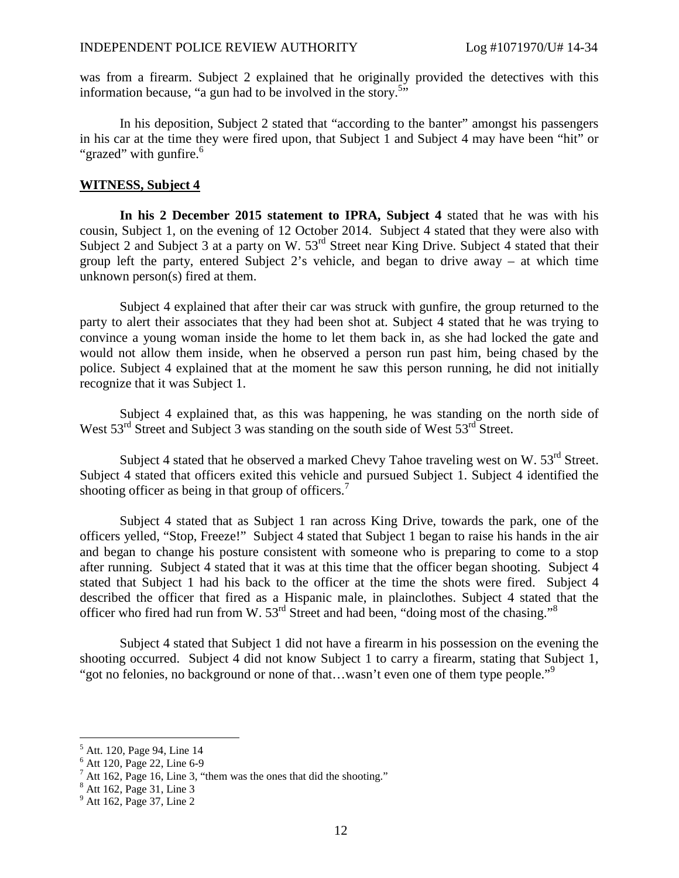was from a firearm. Subject 2 explained that he originally provided the detectives with this information because, "a gun had to be involved in the story.[5]"

In his deposition, Subject 2 stated that "according to the banter" amongst his passengers in his car at the time they were fired upon, that Subject 1 and Subject 4 may have been "hit" or "grazed" with gunfire.[6]

**WITNESS, Subject 4**

**In his 2 December 2015 statement to IPRA, Subject 4** stated that he was with his cousin, Subject 1, on the evening of 12 October 2014. Subject 4 stated that they were also with Subject 2 and Subject 3 at a party on W. 53rd Street near King Drive. Subject 4 stated that their group left the party, entered Subject 2's vehicle, and began to drive away – at which time unknown person(s) fired at them.

Subject 4 explained that after their car was struck with gunfire, the group returned to the party to alert their associates that they had been shot at. Subject 4 stated that he was trying to convince a young woman inside the home to let them back in, as she had locked the gate and would not allow them inside, when he observed a person run past him, being chased by the police. Subject 4 explained that at the moment he saw this person running, he did not initially recognize that it was Subject 1.

Subject 4 explained that, as this was happening, he was standing on the north side of West 53rd Street and Subject 3 was standing on the south side of West 53rd Street.

Subject 4 stated that he observed a marked Chevy Tahoe traveling west on W. 53rd Street. Subject 4 stated that officers exited this vehicle and pursued Subject 1. Subject 4 identified the shooting officer as being in that group of officers.[7]

Subject 4 stated that as Subject 1 ran across King Drive, towards the park, one of the officers yelled, "Stop, Freeze!" Subject 4 stated that Subject 1 began to raise his hands in the air and began to change his posture consistent with someone who is preparing to come to a stop after running. Subject 4 stated that it was at this time that the officer began shooting. Subject 4 stated that Subject 1 had his back to the officer at the time the shots were fired. Subject 4 described the officer that fired as a Hispanic male, in plainclothes. Subject 4 stated that the officer who fired had run from W. 53rd Street and had been, "doing most of the chasing."[8]

Subject 4 stated that Subject 1 did not have a firearm in his possession on the evening the shooting occurred. Subject 4 did not know Subject 1 to carry a firearm, stating that Subject 1, "got no felonies, no background or none of that…wasn't even one of them type people."[9]

---

[5] Att. 120, Page 94, Line 14

[6] Att 120, Page 22, Line 6-9

[7] Att 162, Page 16, Line 3, "them was the ones that did the shooting."

[8] Att 162, Page 31, Line 3

[9] Att 162, Page 37, Line 2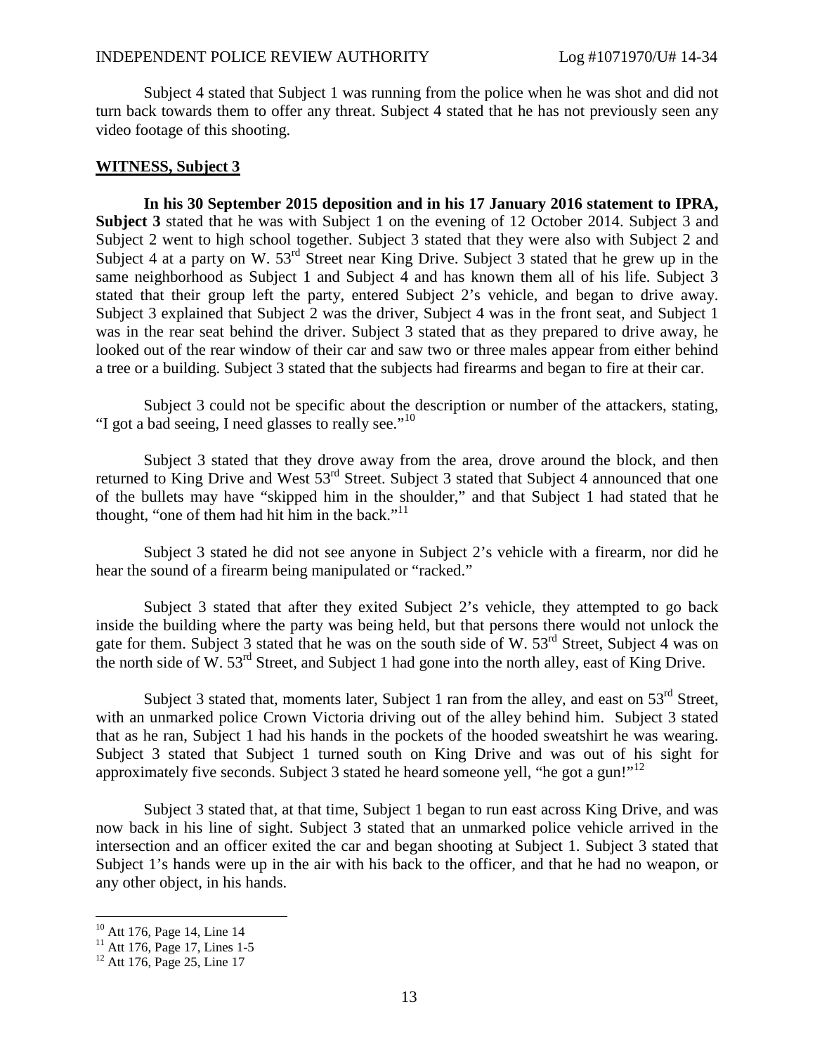Subject 4 stated that Subject 1 was running from the police when he was shot and did not turn back towards them to offer any threat. Subject 4 stated that he has not previously seen any video footage of this shooting.

**WITNESS, Subject 3**

**In his 30 September 2015 deposition and in his 17 January 2016 statement to IPRA, Subject 3** stated that he was with Subject 1 on the evening of 12 October 2014. Subject 3 and Subject 2 went to high school together. Subject 3 stated that they were also with Subject 2 and Subject 4 at a party on W. 53rd Street near King Drive. Subject 3 stated that he grew up in the same neighborhood as Subject 1 and Subject 4 and has known them all of his life. Subject 3 stated that their group left the party, entered Subject 2's vehicle, and began to drive away. Subject 3 explained that Subject 2 was the driver, Subject 4 was in the front seat, and Subject 1 was in the rear seat behind the driver. Subject 3 stated that as they prepared to drive away, he looked out of the rear window of their car and saw two or three males appear from either behind a tree or a building. Subject 3 stated that the subjects had firearms and began to fire at their car.

Subject 3 could not be specific about the description or number of the attackers, stating, "I got a bad seeing, I need glasses to really see."[10]

Subject 3 stated that they drove away from the area, drove around the block, and then returned to King Drive and West 53rd Street. Subject 3 stated that Subject 4 announced that one of the bullets may have "skipped him in the shoulder," and that Subject 1 had stated that he thought, "one of them had hit him in the back."[11]

Subject 3 stated he did not see anyone in Subject 2's vehicle with a firearm, nor did he hear the sound of a firearm being manipulated or "racked."

Subject 3 stated that after they exited Subject 2's vehicle, they attempted to go back inside the building where the party was being held, but that persons there would not unlock the gate for them. Subject 3 stated that he was on the south side of W. 53rd Street, Subject 4 was on the north side of W. 53rd Street, and Subject 1 had gone into the north alley, east of King Drive.

Subject 3 stated that, moments later, Subject 1 ran from the alley, and east on 53rd Street, with an unmarked police Crown Victoria driving out of the alley behind him. Subject 3 stated that as he ran, Subject 1 had his hands in the pockets of the hooded sweatshirt he was wearing. Subject 3 stated that Subject 1 turned south on King Drive and was out of his sight for approximately five seconds. Subject 3 stated he heard someone yell, "he got a gun!"[12]

Subject 3 stated that, at that time, Subject 1 began to run east across King Drive, and was now back in his line of sight. Subject 3 stated that an unmarked police vehicle arrived in the intersection and an officer exited the car and began shooting at Subject 1. Subject 3 stated that Subject 1's hands were up in the air with his back to the officer, and that he had no weapon, or any other object, in his hands.

---

[10] Att 176, Page 14, Line 14

[11] Att 176, Page 17, Lines 1-5

[12] Att 176, Page 25, Line 17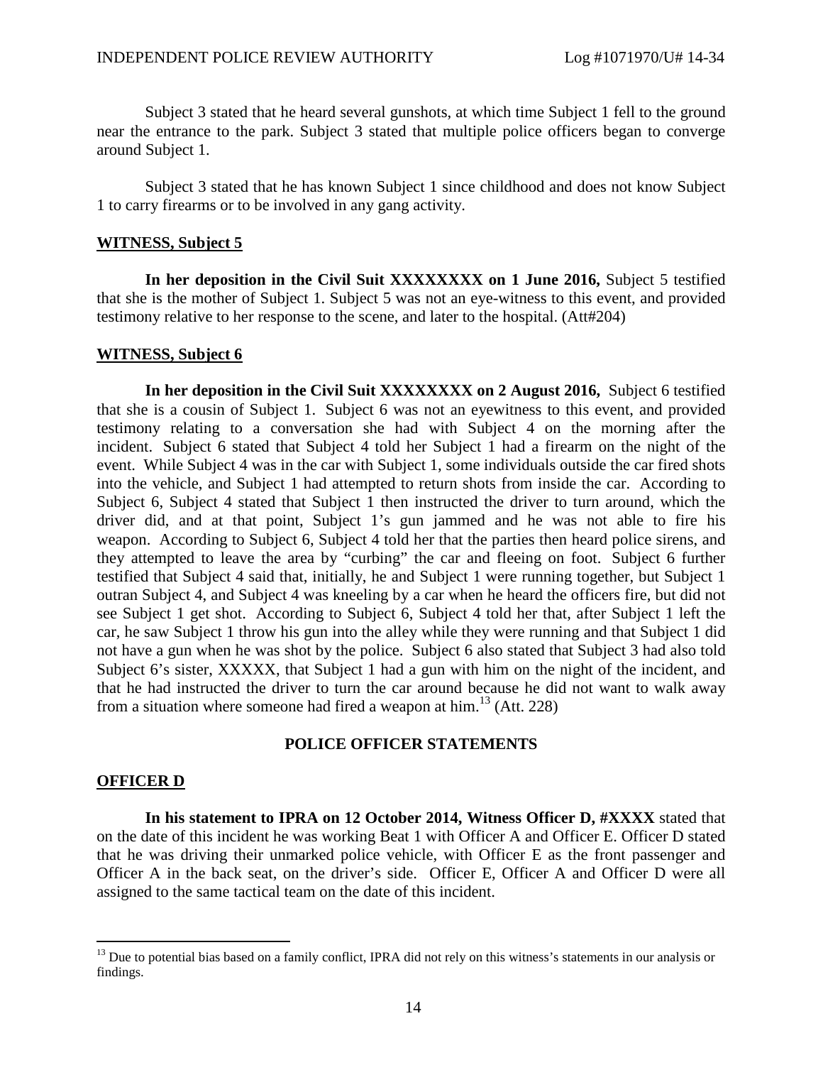Subject 3 stated that he heard several gunshots, at which time Subject 1 fell to the ground near the entrance to the park. Subject 3 stated that multiple police officers began to converge around Subject 1.

Subject 3 stated that he has known Subject 1 since childhood and does not know Subject 1 to carry firearms or to be involved in any gang activity.

## WITNESS, Subject 5

**In her deposition in the Civil Suit XXXXXXXX on 1 June 2016,** Subject 5 testified that she is the mother of Subject 1. Subject 5 was not an eye-witness to this event, and provided testimony relative to her response to the scene, and later to the hospital. (Att#204)

## WITNESS, Subject 6

**In her deposition in the Civil Suit XXXXXXXX on 2 August 2016,** Subject 6 testified that she is a cousin of Subject 1. Subject 6 was not an eyewitness to this event, and provided testimony relating to a conversation she had with Subject 4 on the morning after the incident. Subject 6 stated that Subject 4 told her Subject 1 had a firearm on the night of the event. While Subject 4 was in the car with Subject 1, some individuals outside the car fired shots into the vehicle, and Subject 1 had attempted to return shots from inside the car. According to Subject 6, Subject 4 stated that Subject 1 then instructed the driver to turn around, which the driver did, and at that point, Subject 1's gun jammed and he was not able to fire his weapon. According to Subject 6, Subject 4 told her that the parties then heard police sirens, and they attempted to leave the area by "curbing" the car and fleeing on foot. Subject 6 further testified that Subject 4 said that, initially, he and Subject 1 were running together, but Subject 1 outran Subject 4, and Subject 4 was kneeling by a car when he heard the officers fire, but did not see Subject 1 get shot. According to Subject 6, Subject 4 told her that, after Subject 1 left the car, he saw Subject 1 throw his gun into the alley while they were running and that Subject 1 did not have a gun when he was shot by the police. Subject 6 also stated that Subject 3 had also told Subject 6's sister, XXXXX, that Subject 1 had a gun with him on the night of the incident, and that he had instructed the driver to turn the car around because he did not want to walk away from a situation where someone had fired a weapon at him.[13] (Att. 228)

## POLICE OFFICER STATEMENTS

## OFFICER D

**In his statement to IPRA on 12 October 2014, Witness Officer D, #XXXX** stated that on the date of this incident he was working Beat 1 with Officer A and Officer E. Officer D stated that he was driving their unmarked police vehicle, with Officer E as the front passenger and Officer A in the back seat, on the driver's side. Officer E, Officer A and Officer D were all assigned to the same tactical team on the date of this incident.

[13] Due to potential bias based on a family conflict, IPRA did not rely on this witness's statements in our analysis or findings.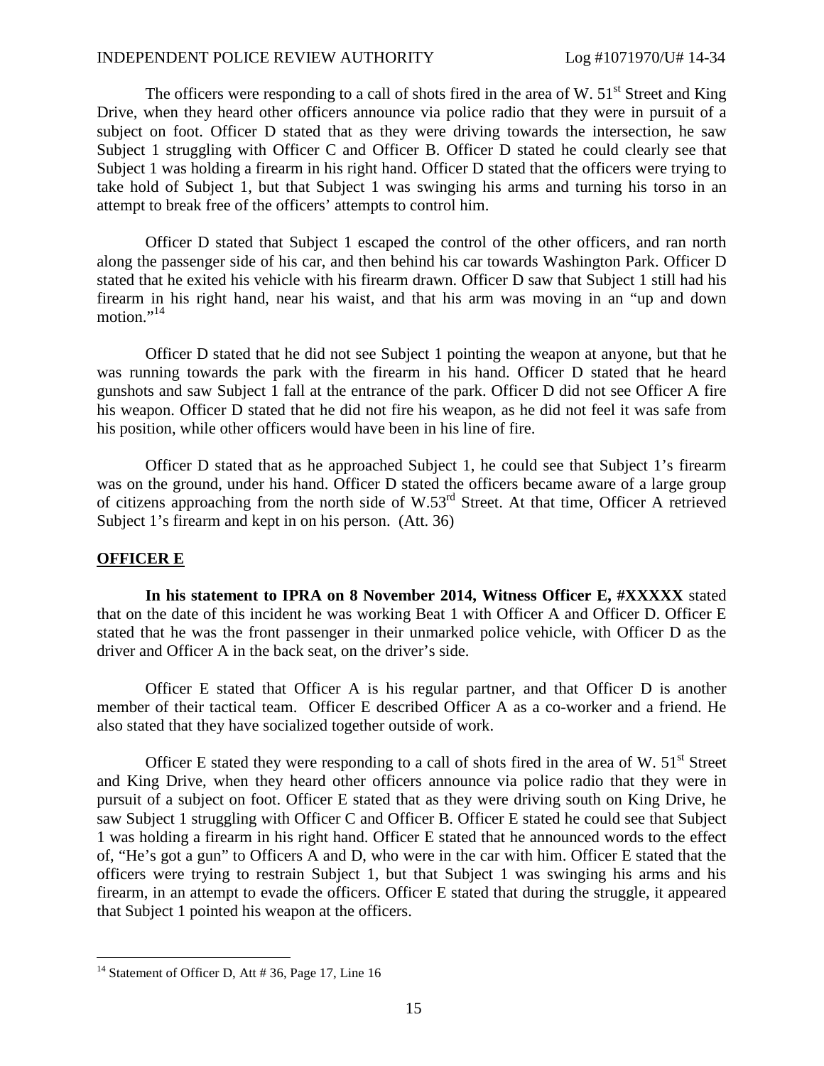The officers were responding to a call of shots fired in the area of W. 51st Street and King Drive, when they heard other officers announce via police radio that they were in pursuit of a subject on foot. Officer D stated that as they were driving towards the intersection, he saw Subject 1 struggling with Officer C and Officer B. Officer D stated he could clearly see that Subject 1 was holding a firearm in his right hand. Officer D stated that the officers were trying to take hold of Subject 1, but that Subject 1 was swinging his arms and turning his torso in an attempt to break free of the officers' attempts to control him.

Officer D stated that Subject 1 escaped the control of the other officers, and ran north along the passenger side of his car, and then behind his car towards Washington Park. Officer D stated that he exited his vehicle with his firearm drawn. Officer D saw that Subject 1 still had his firearm in his right hand, near his waist, and that his arm was moving in an "up and down motion."[14]

Officer D stated that he did not see Subject 1 pointing the weapon at anyone, but that he was running towards the park with the firearm in his hand. Officer D stated that he heard gunshots and saw Subject 1 fall at the entrance of the park. Officer D did not see Officer A fire his weapon. Officer D stated that he did not fire his weapon, as he did not feel it was safe from his position, while other officers would have been in his line of fire.

Officer D stated that as he approached Subject 1, he could see that Subject 1's firearm was on the ground, under his hand. Officer D stated the officers became aware of a large group of citizens approaching from the north side of W.53rd Street. At that time, Officer A retrieved Subject 1's firearm and kept in on his person. (Att. 36)

## OFFICER E

**In his statement to IPRA on 8 November 2014, Witness Officer E, #XXXXX** stated that on the date of this incident he was working Beat 1 with Officer A and Officer D. Officer E stated that he was the front passenger in their unmarked police vehicle, with Officer D as the driver and Officer A in the back seat, on the driver's side.

Officer E stated that Officer A is his regular partner, and that Officer D is another member of their tactical team. Officer E described Officer A as a co-worker and a friend. He also stated that they have socialized together outside of work.

Officer E stated they were responding to a call of shots fired in the area of W. 51st Street and King Drive, when they heard other officers announce via police radio that they were in pursuit of a subject on foot. Officer E stated that as they were driving south on King Drive, he saw Subject 1 struggling with Officer C and Officer B. Officer E stated he could see that Subject 1 was holding a firearm in his right hand. Officer E stated that he announced words to the effect of, "He's got a gun" to Officers A and D, who were in the car with him. Officer E stated that the officers were trying to restrain Subject 1, but that Subject 1 was swinging his arms and his firearm, in an attempt to evade the officers. Officer E stated that during the struggle, it appeared that Subject 1 pointed his weapon at the officers.

---

[14] Statement of Officer D, Att # 36, Page 17, Line 16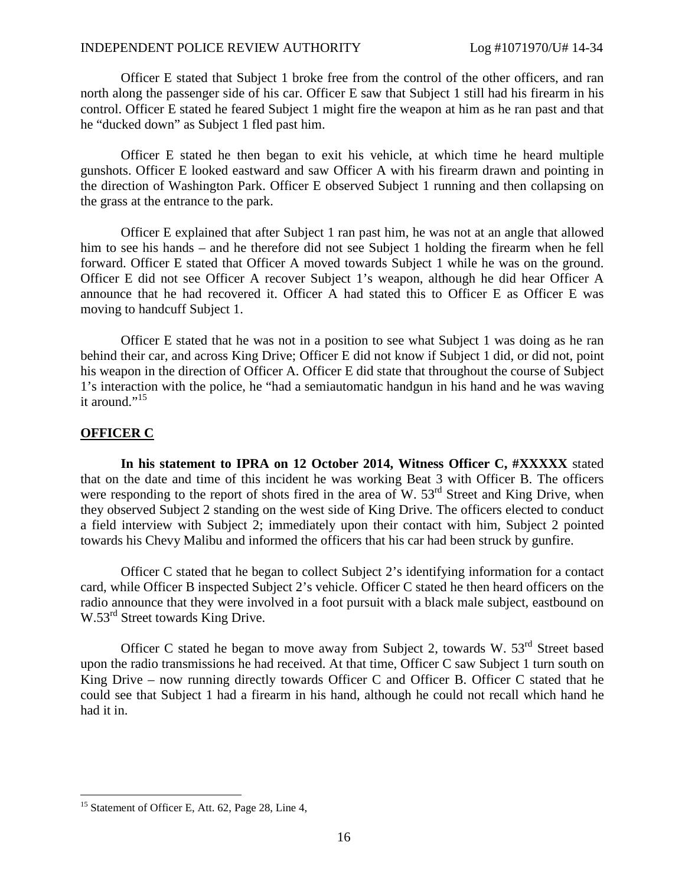Officer E stated that Subject 1 broke free from the control of the other officers, and ran north along the passenger side of his car. Officer E saw that Subject 1 still had his firearm in his control. Officer E stated he feared Subject 1 might fire the weapon at him as he ran past and that he "ducked down" as Subject 1 fled past him.

Officer E stated he then began to exit his vehicle, at which time he heard multiple gunshots. Officer E looked eastward and saw Officer A with his firearm drawn and pointing in the direction of Washington Park. Officer E observed Subject 1 running and then collapsing on the grass at the entrance to the park.

Officer E explained that after Subject 1 ran past him, he was not at an angle that allowed him to see his hands – and he therefore did not see Subject 1 holding the firearm when he fell forward. Officer E stated that Officer A moved towards Subject 1 while he was on the ground. Officer E did not see Officer A recover Subject 1's weapon, although he did hear Officer A announce that he had recovered it. Officer A had stated this to Officer E as Officer E was moving to handcuff Subject 1.

Officer E stated that he was not in a position to see what Subject 1 was doing as he ran behind their car, and across King Drive; Officer E did not know if Subject 1 did, or did not, point his weapon in the direction of Officer A. Officer E did state that throughout the course of Subject 1's interaction with the police, he "had a semiautomatic handgun in his hand and he was waving it around."[15]

## OFFICER C

**In his statement to IPRA on 12 October 2014, Witness Officer C, #XXXXX** stated that on the date and time of this incident he was working Beat 3 with Officer B. The officers were responding to the report of shots fired in the area of W. 53rd Street and King Drive, when they observed Subject 2 standing on the west side of King Drive. The officers elected to conduct a field interview with Subject 2; immediately upon their contact with him, Subject 2 pointed towards his Chevy Malibu and informed the officers that his car had been struck by gunfire.

Officer C stated that he began to collect Subject 2's identifying information for a contact card, while Officer B inspected Subject 2's vehicle. Officer C stated he then heard officers on the radio announce that they were involved in a foot pursuit with a black male subject, eastbound on W.53rd Street towards King Drive.

Officer C stated he began to move away from Subject 2, towards W. 53rd Street based upon the radio transmissions he had received. At that time, Officer C saw Subject 1 turn south on King Drive – now running directly towards Officer C and Officer B. Officer C stated that he could see that Subject 1 had a firearm in his hand, although he could not recall which hand he had it in.

[15] Statement of Officer E, Att. 62, Page 28, Line 4,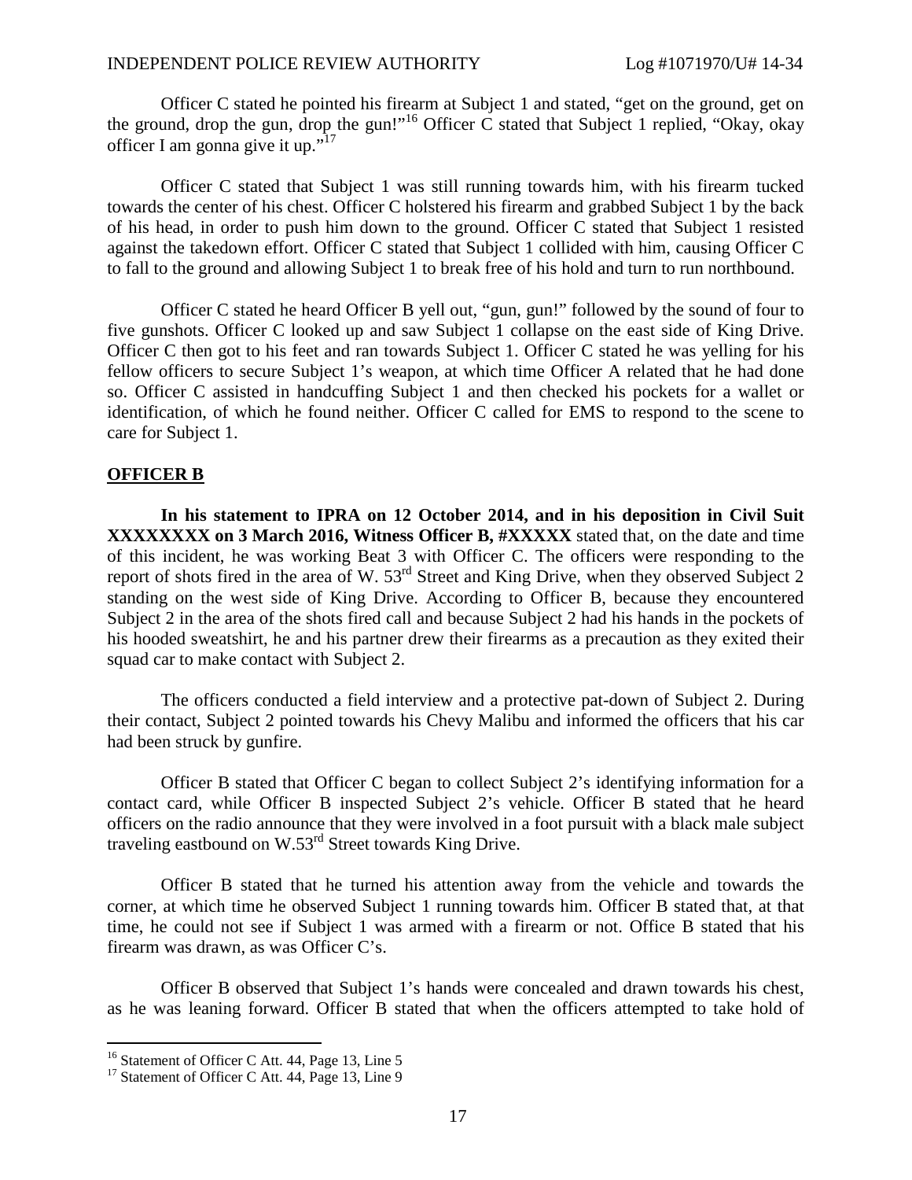Officer C stated he pointed his firearm at Subject 1 and stated, "get on the ground, get on the ground, drop the gun, drop the gun!"[16] Officer C stated that Subject 1 replied, "Okay, okay officer I am gonna give it up."[17]

Officer C stated that Subject 1 was still running towards him, with his firearm tucked towards the center of his chest. Officer C holstered his firearm and grabbed Subject 1 by the back of his head, in order to push him down to the ground. Officer C stated that Subject 1 resisted against the takedown effort. Officer C stated that Subject 1 collided with him, causing Officer C to fall to the ground and allowing Subject 1 to break free of his hold and turn to run northbound.

Officer C stated he heard Officer B yell out, "gun, gun!" followed by the sound of four to five gunshots. Officer C looked up and saw Subject 1 collapse on the east side of King Drive. Officer C then got to his feet and ran towards Subject 1. Officer C stated he was yelling for his fellow officers to secure Subject 1's weapon, at which time Officer A related that he had done so. Officer C assisted in handcuffing Subject 1 and then checked his pockets for a wallet or identification, of which he found neither. Officer C called for EMS to respond to the scene to care for Subject 1.

## OFFICER B

**In his statement to IPRA on 12 October 2014, and in his deposition in Civil Suit XXXXXXXX on 3 March 2016, Witness Officer B, #XXXXX** stated that, on the date and time of this incident, he was working Beat 3 with Officer C. The officers were responding to the report of shots fired in the area of W. 53rd Street and King Drive, when they observed Subject 2 standing on the west side of King Drive. According to Officer B, because they encountered Subject 2 in the area of the shots fired call and because Subject 2 had his hands in the pockets of his hooded sweatshirt, he and his partner drew their firearms as a precaution as they exited their squad car to make contact with Subject 2.

The officers conducted a field interview and a protective pat-down of Subject 2. During their contact, Subject 2 pointed towards his Chevy Malibu and informed the officers that his car had been struck by gunfire.

Officer B stated that Officer C began to collect Subject 2's identifying information for a contact card, while Officer B inspected Subject 2's vehicle. Officer B stated that he heard officers on the radio announce that they were involved in a foot pursuit with a black male subject traveling eastbound on W.53rd Street towards King Drive.

Officer B stated that he turned his attention away from the vehicle and towards the corner, at which time he observed Subject 1 running towards him. Officer B stated that, at that time, he could not see if Subject 1 was armed with a firearm or not. Office B stated that his firearm was drawn, as was Officer C's.

Officer B observed that Subject 1's hands were concealed and drawn towards his chest, as he was leaning forward. Officer B stated that when the officers attempted to take hold of

[16] Statement of Officer C Att. 44, Page 13, Line 5

[17] Statement of Officer C Att. 44, Page 13, Line 9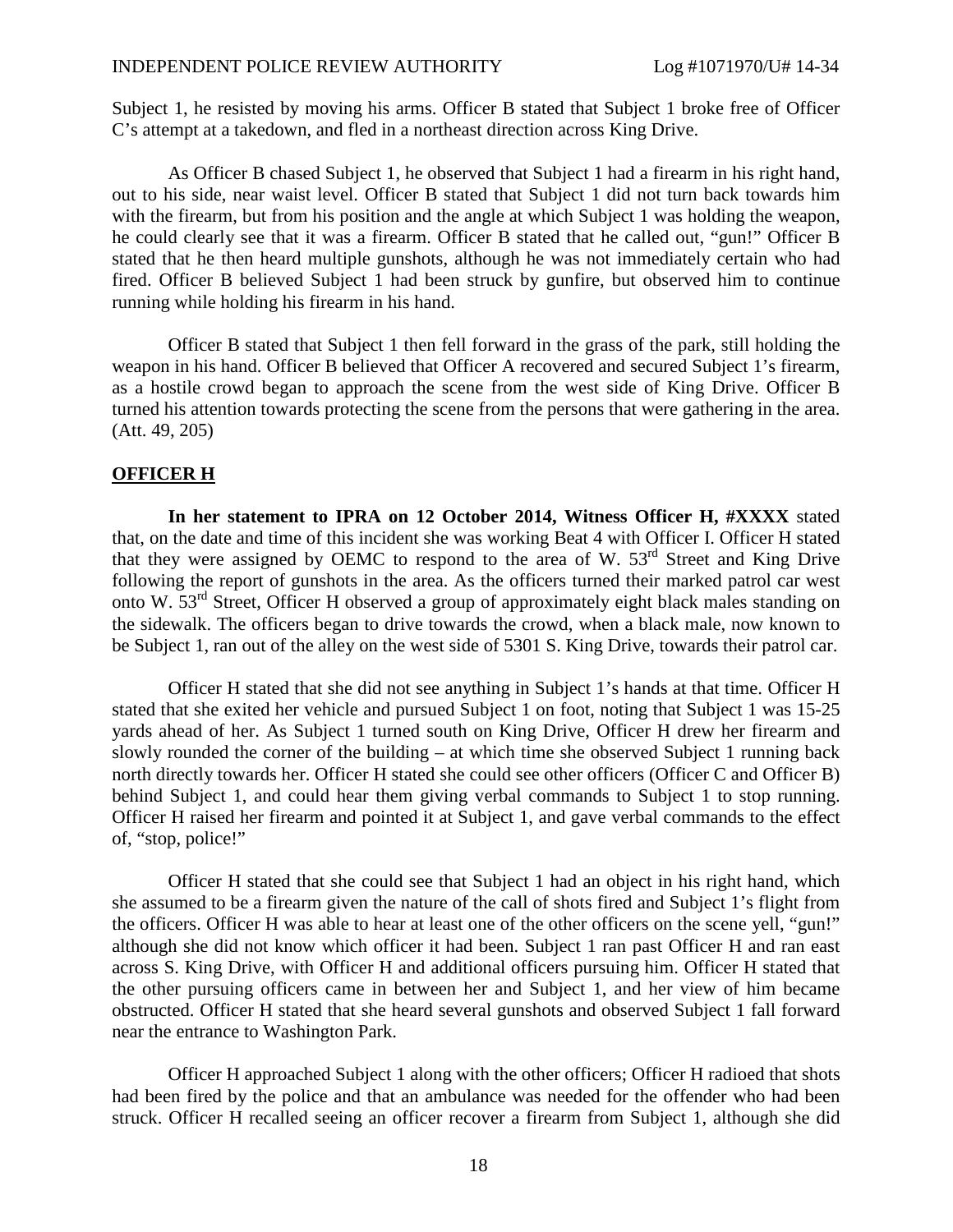Subject 1, he resisted by moving his arms. Officer B stated that Subject 1 broke free of Officer C's attempt at a takedown, and fled in a northeast direction across King Drive.

As Officer B chased Subject 1, he observed that Subject 1 had a firearm in his right hand, out to his side, near waist level. Officer B stated that Subject 1 did not turn back towards him with the firearm, but from his position and the angle at which Subject 1 was holding the weapon, he could clearly see that it was a firearm. Officer B stated that he called out, "gun!" Officer B stated that he then heard multiple gunshots, although he was not immediately certain who had fired. Officer B believed Subject 1 had been struck by gunfire, but observed him to continue running while holding his firearm in his hand.

Officer B stated that Subject 1 then fell forward in the grass of the park, still holding the weapon in his hand. Officer B believed that Officer A recovered and secured Subject 1's firearm, as a hostile crowd began to approach the scene from the west side of King Drive. Officer B turned his attention towards protecting the scene from the persons that were gathering in the area. (Att. 49, 205)

## OFFICER H

**In her statement to IPRA on 12 October 2014, Witness Officer H, #XXXX** stated that, on the date and time of this incident she was working Beat 4 with Officer I. Officer H stated that they were assigned by OEMC to respond to the area of W. 53rd Street and King Drive following the report of gunshots in the area. As the officers turned their marked patrol car west onto W. 53rd Street, Officer H observed a group of approximately eight black males standing on the sidewalk. The officers began to drive towards the crowd, when a black male, now known to be Subject 1, ran out of the alley on the west side of 5301 S. King Drive, towards their patrol car.

Officer H stated that she did not see anything in Subject 1's hands at that time. Officer H stated that she exited her vehicle and pursued Subject 1 on foot, noting that Subject 1 was 15-25 yards ahead of her. As Subject 1 turned south on King Drive, Officer H drew her firearm and slowly rounded the corner of the building – at which time she observed Subject 1 running back north directly towards her. Officer H stated she could see other officers (Officer C and Officer B) behind Subject 1, and could hear them giving verbal commands to Subject 1 to stop running. Officer H raised her firearm and pointed it at Subject 1, and gave verbal commands to the effect of, "stop, police!"

Officer H stated that she could see that Subject 1 had an object in his right hand, which she assumed to be a firearm given the nature of the call of shots fired and Subject 1's flight from the officers. Officer H was able to hear at least one of the other officers on the scene yell, "gun!" although she did not know which officer it had been. Subject 1 ran past Officer H and ran east across S. King Drive, with Officer H and additional officers pursuing him. Officer H stated that the other pursuing officers came in between her and Subject 1, and her view of him became obstructed. Officer H stated that she heard several gunshots and observed Subject 1 fall forward near the entrance to Washington Park.

Officer H approached Subject 1 along with the other officers; Officer H radioed that shots had been fired by the police and that an ambulance was needed for the offender who had been struck. Officer H recalled seeing an officer recover a firearm from Subject 1, although she did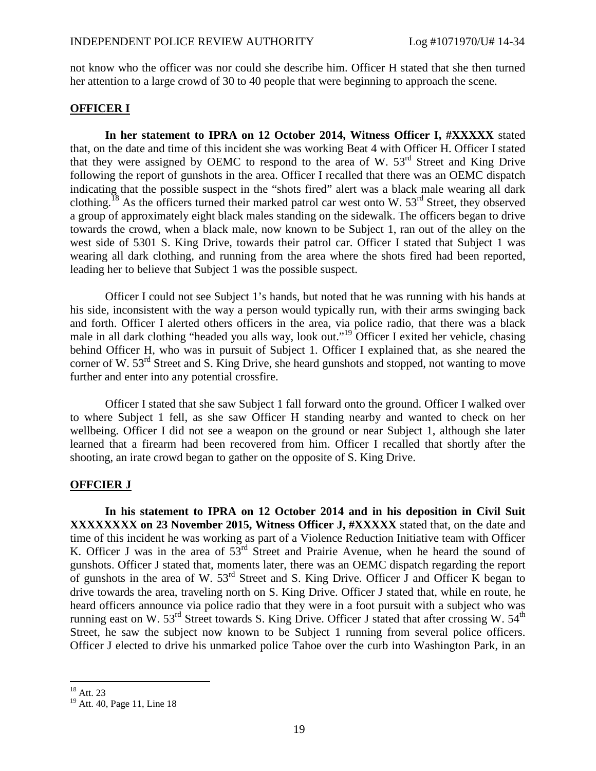not know who the officer was nor could she describe him. Officer H stated that she then turned her attention to a large crowd of 30 to 40 people that were beginning to approach the scene.

## OFFICER I

**In her statement to IPRA on 12 October 2014, Witness Officer I, #XXXXX** stated that, on the date and time of this incident she was working Beat 4 with Officer H. Officer I stated that they were assigned by OEMC to respond to the area of W. 53rd Street and King Drive following the report of gunshots in the area. Officer I recalled that there was an OEMC dispatch indicating that the possible suspect in the "shots fired" alert was a black male wearing all dark clothing.[18] As the officers turned their marked patrol car west onto W. 53rd Street, they observed a group of approximately eight black males standing on the sidewalk. The officers began to drive towards the crowd, when a black male, now known to be Subject 1, ran out of the alley on the west side of 5301 S. King Drive, towards their patrol car. Officer I stated that Subject 1 was wearing all dark clothing, and running from the area where the shots fired had been reported, leading her to believe that Subject 1 was the possible suspect.

Officer I could not see Subject 1's hands, but noted that he was running with his hands at his side, inconsistent with the way a person would typically run, with their arms swinging back and forth. Officer I alerted others officers in the area, via police radio, that there was a black male in all dark clothing "headed you alls way, look out."[19] Officer I exited her vehicle, chasing behind Officer H, who was in pursuit of Subject 1. Officer I explained that, as she neared the corner of W. 53rd Street and S. King Drive, she heard gunshots and stopped, not wanting to move further and enter into any potential crossfire.

Officer I stated that she saw Subject 1 fall forward onto the ground. Officer I walked over to where Subject 1 fell, as she saw Officer H standing nearby and wanted to check on her wellbeing. Officer I did not see a weapon on the ground or near Subject 1, although she later learned that a firearm had been recovered from him. Officer I recalled that shortly after the shooting, an irate crowd began to gather on the opposite of S. King Drive.

## OFFCIER J

**In his statement to IPRA on 12 October 2014 and in his deposition in Civil Suit XXXXXXXX on 23 November 2015, Witness Officer J, #XXXXX** stated that, on the date and time of this incident he was working as part of a Violence Reduction Initiative team with Officer K. Officer J was in the area of 53rd Street and Prairie Avenue, when he heard the sound of gunshots. Officer J stated that, moments later, there was an OEMC dispatch regarding the report of gunshots in the area of W. 53rd Street and S. King Drive. Officer J and Officer K began to drive towards the area, traveling north on S. King Drive. Officer J stated that, while en route, he heard officers announce via police radio that they were in a foot pursuit with a subject who was running east on W. 53rd Street towards S. King Drive. Officer J stated that after crossing W. 54th Street, he saw the subject now known to be Subject 1 running from several police officers. Officer J elected to drive his unmarked police Tahoe over the curb into Washington Park, in an

[18] Att. 23

[19] Att. 40, Page 11, Line 18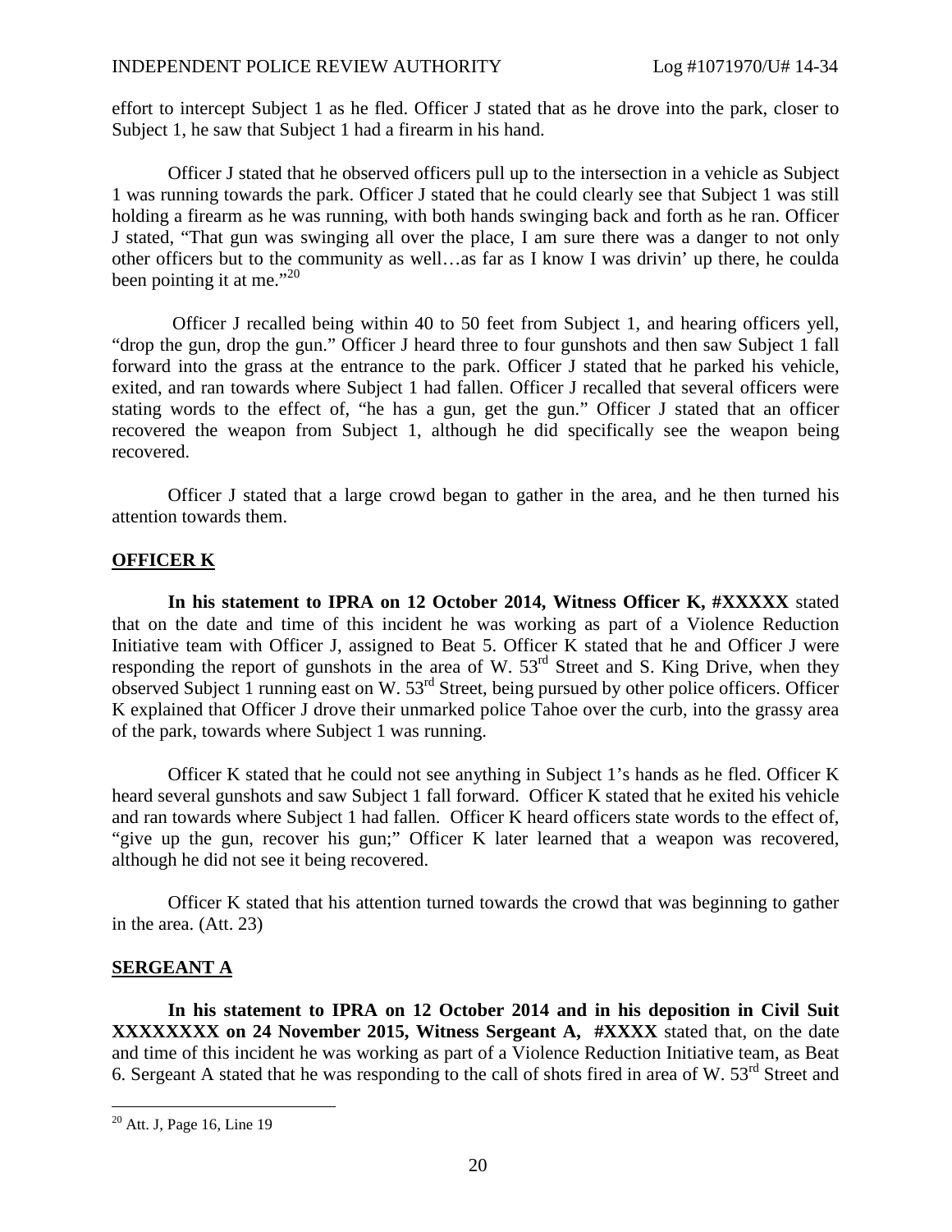effort to intercept Subject 1 as he fled. Officer J stated that as he drove into the park, closer to Subject 1, he saw that Subject 1 had a firearm in his hand.

Officer J stated that he observed officers pull up to the intersection in a vehicle as Subject 1 was running towards the park. Officer J stated that he could clearly see that Subject 1 was still holding a firearm as he was running, with both hands swinging back and forth as he ran. Officer J stated, "That gun was swinging all over the place, I am sure there was a danger to not only other officers but to the community as well…as far as I know I was drivin' up there, he coulda been pointing it at me."[20]

Officer J recalled being within 40 to 50 feet from Subject 1, and hearing officers yell, "drop the gun, drop the gun." Officer J heard three to four gunshots and then saw Subject 1 fall forward into the grass at the entrance to the park. Officer J stated that he parked his vehicle, exited, and ran towards where Subject 1 had fallen. Officer J recalled that several officers were stating words to the effect of, "he has a gun, get the gun." Officer J stated that an officer recovered the weapon from Subject 1, although he did specifically see the weapon being recovered.

Officer J stated that a large crowd began to gather in the area, and he then turned his attention towards them.

## OFFICER K

**In his statement to IPRA on 12 October 2014, Witness Officer K, #XXXXX** stated that on the date and time of this incident he was working as part of a Violence Reduction Initiative team with Officer J, assigned to Beat 5. Officer K stated that he and Officer J were responding the report of gunshots in the area of W. 53rd Street and S. King Drive, when they observed Subject 1 running east on W. 53rd Street, being pursued by other police officers. Officer K explained that Officer J drove their unmarked police Tahoe over the curb, into the grassy area of the park, towards where Subject 1 was running.

Officer K stated that he could not see anything in Subject 1's hands as he fled. Officer K heard several gunshots and saw Subject 1 fall forward. Officer K stated that he exited his vehicle and ran towards where Subject 1 had fallen. Officer K heard officers state words to the effect of, "give up the gun, recover his gun;" Officer K later learned that a weapon was recovered, although he did not see it being recovered.

Officer K stated that his attention turned towards the crowd that was beginning to gather in the area. (Att. 23)

## SERGEANT A

**In his statement to IPRA on 12 October 2014 and in his deposition in Civil Suit XXXXXXXX on 24 November 2015, Witness Sergeant A, #XXXX** stated that, on the date and time of this incident he was working as part of a Violence Reduction Initiative team, as Beat 6. Sergeant A stated that he was responding to the call of shots fired in area of W. 53rd Street and

[20] Att. J, Page 16, Line 19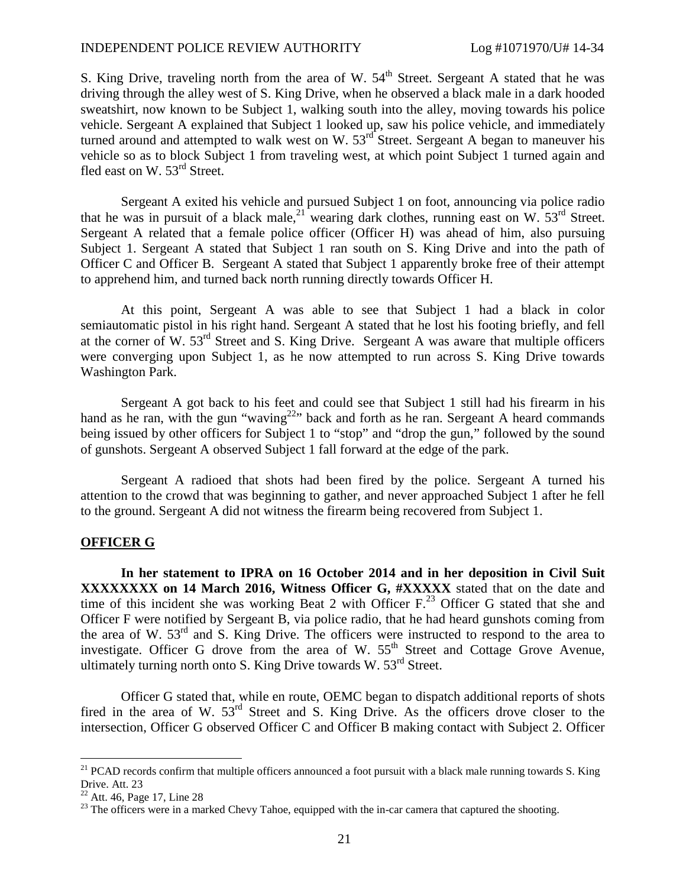S. King Drive, traveling north from the area of W. 54th Street. Sergeant A stated that he was driving through the alley west of S. King Drive, when he observed a black male in a dark hooded sweatshirt, now known to be Subject 1, walking south into the alley, moving towards his police vehicle. Sergeant A explained that Subject 1 looked up, saw his police vehicle, and immediately turned around and attempted to walk west on W. 53rd Street. Sergeant A began to maneuver his vehicle so as to block Subject 1 from traveling west, at which point Subject 1 turned again and fled east on W. 53rd Street.

Sergeant A exited his vehicle and pursued Subject 1 on foot, announcing via police radio that he was in pursuit of a black male,[21] wearing dark clothes, running east on W. 53rd Street. Sergeant A related that a female police officer (Officer H) was ahead of him, also pursuing Subject 1. Sergeant A stated that Subject 1 ran south on S. King Drive and into the path of Officer C and Officer B. Sergeant A stated that Subject 1 apparently broke free of their attempt to apprehend him, and turned back north running directly towards Officer H.

At this point, Sergeant A was able to see that Subject 1 had a black in color semiautomatic pistol in his right hand. Sergeant A stated that he lost his footing briefly, and fell at the corner of W. 53rd Street and S. King Drive. Sergeant A was aware that multiple officers were converging upon Subject 1, as he now attempted to run across S. King Drive towards Washington Park.

Sergeant A got back to his feet and could see that Subject 1 still had his firearm in his hand as he ran, with the gun "waving[22]" back and forth as he ran. Sergeant A heard commands being issued by other officers for Subject 1 to "stop" and "drop the gun," followed by the sound of gunshots. Sergeant A observed Subject 1 fall forward at the edge of the park.

Sergeant A radioed that shots had been fired by the police. Sergeant A turned his attention to the crowd that was beginning to gather, and never approached Subject 1 after he fell to the ground. Sergeant A did not witness the firearm being recovered from Subject 1.

## OFFICER G

**In her statement to IPRA on 16 October 2014 and in her deposition in Civil Suit XXXXXXXX on 14 March 2016, Witness Officer G, #XXXXX** stated that on the date and time of this incident she was working Beat 2 with Officer F.[23] Officer G stated that she and Officer F were notified by Sergeant B, via police radio, that he had heard gunshots coming from the area of W. 53rd and S. King Drive. The officers were instructed to respond to the area to investigate. Officer G drove from the area of W. 55th Street and Cottage Grove Avenue, ultimately turning north onto S. King Drive towards W. 53rd Street.

Officer G stated that, while en route, OEMC began to dispatch additional reports of shots fired in the area of W. 53rd Street and S. King Drive. As the officers drove closer to the intersection, Officer G observed Officer C and Officer B making contact with Subject 2. Officer

[21] PCAD records confirm that multiple officers announced a foot pursuit with a black male running towards S. King Drive. Att. 23

[22] Att. 46, Page 17, Line 28

[23] The officers were in a marked Chevy Tahoe, equipped with the in-car camera that captured the shooting.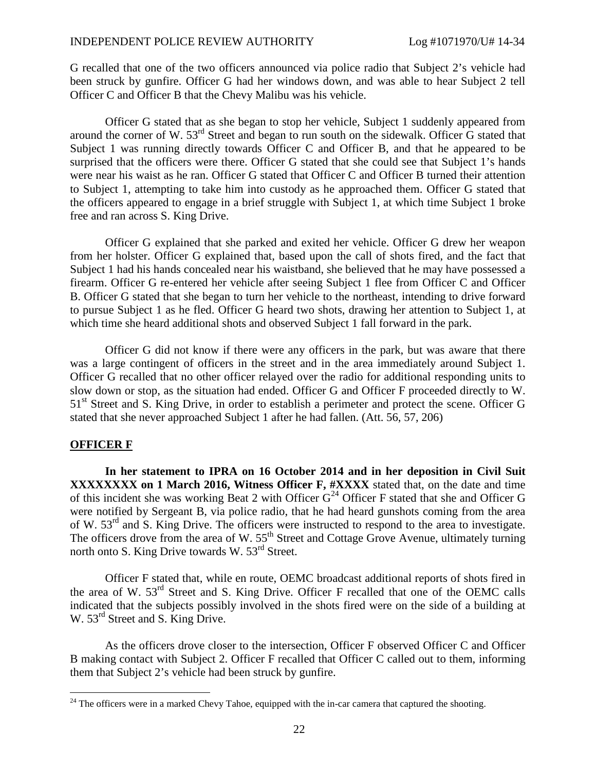G recalled that one of the two officers announced via police radio that Subject 2's vehicle had been struck by gunfire. Officer G had her windows down, and was able to hear Subject 2 tell Officer C and Officer B that the Chevy Malibu was his vehicle.

Officer G stated that as she began to stop her vehicle, Subject 1 suddenly appeared from around the corner of W. 53rd Street and began to run south on the sidewalk. Officer G stated that Subject 1 was running directly towards Officer C and Officer B, and that he appeared to be surprised that the officers were there. Officer G stated that she could see that Subject 1's hands were near his waist as he ran. Officer G stated that Officer C and Officer B turned their attention to Subject 1, attempting to take him into custody as he approached them. Officer G stated that the officers appeared to engage in a brief struggle with Subject 1, at which time Subject 1 broke free and ran across S. King Drive.

Officer G explained that she parked and exited her vehicle. Officer G drew her weapon from her holster. Officer G explained that, based upon the call of shots fired, and the fact that Subject 1 had his hands concealed near his waistband, she believed that he may have possessed a firearm. Officer G re-entered her vehicle after seeing Subject 1 flee from Officer C and Officer B. Officer G stated that she began to turn her vehicle to the northeast, intending to drive forward to pursue Subject 1 as he fled. Officer G heard two shots, drawing her attention to Subject 1, at which time she heard additional shots and observed Subject 1 fall forward in the park.

Officer G did not know if there were any officers in the park, but was aware that there was a large contingent of officers in the street and in the area immediately around Subject 1. Officer G recalled that no other officer relayed over the radio for additional responding units to slow down or stop, as the situation had ended. Officer G and Officer F proceeded directly to W. 51st Street and S. King Drive, in order to establish a perimeter and protect the scene. Officer G stated that she never approached Subject 1 after he had fallen. (Att. 56, 57, 206)

## OFFICER F

**In her statement to IPRA on 16 October 2014 and in her deposition in Civil Suit XXXXXXXX on 1 March 2016, Witness Officer F, #XXXX** stated that, on the date and time of this incident she was working Beat 2 with Officer G[24] Officer F stated that she and Officer G were notified by Sergeant B, via police radio, that he had heard gunshots coming from the area of W. 53rd and S. King Drive. The officers were instructed to respond to the area to investigate. The officers drove from the area of W. 55th Street and Cottage Grove Avenue, ultimately turning north onto S. King Drive towards W. 53rd Street.

Officer F stated that, while en route, OEMC broadcast additional reports of shots fired in the area of W. 53rd Street and S. King Drive. Officer F recalled that one of the OEMC calls indicated that the subjects possibly involved in the shots fired were on the side of a building at W. 53rd Street and S. King Drive.

As the officers drove closer to the intersection, Officer F observed Officer C and Officer B making contact with Subject 2. Officer F recalled that Officer C called out to them, informing them that Subject 2's vehicle had been struck by gunfire.

[24] The officers were in a marked Chevy Tahoe, equipped with the in-car camera that captured the shooting.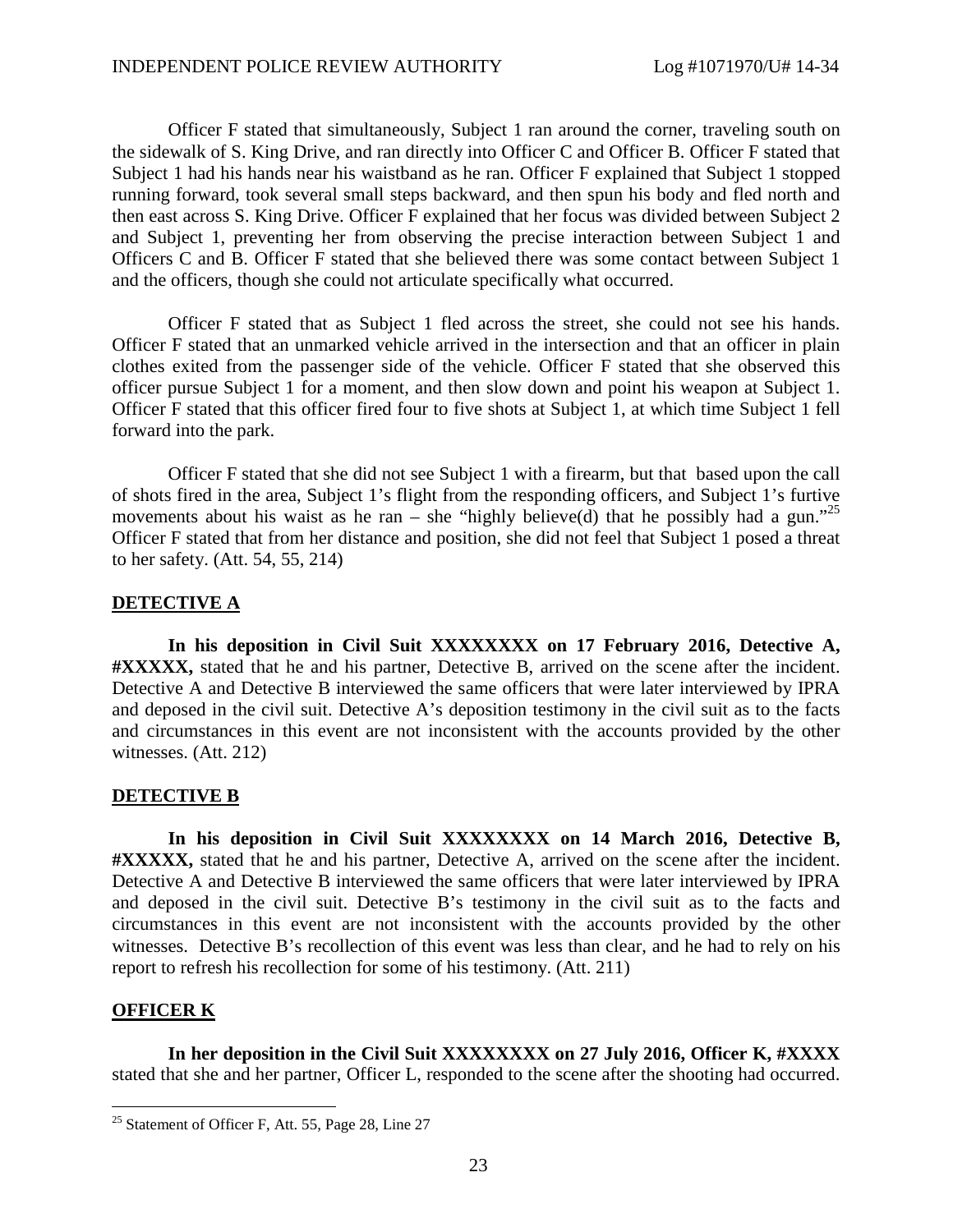Officer F stated that simultaneously, Subject 1 ran around the corner, traveling south on the sidewalk of S. King Drive, and ran directly into Officer C and Officer B. Officer F stated that Subject 1 had his hands near his waistband as he ran. Officer F explained that Subject 1 stopped running forward, took several small steps backward, and then spun his body and fled north and then east across S. King Drive. Officer F explained that her focus was divided between Subject 2 and Subject 1, preventing her from observing the precise interaction between Subject 1 and Officers C and B. Officer F stated that she believed there was some contact between Subject 1 and the officers, though she could not articulate specifically what occurred.

Officer F stated that as Subject 1 fled across the street, she could not see his hands. Officer F stated that an unmarked vehicle arrived in the intersection and that an officer in plain clothes exited from the passenger side of the vehicle. Officer F stated that she observed this officer pursue Subject 1 for a moment, and then slow down and point his weapon at Subject 1. Officer F stated that this officer fired four to five shots at Subject 1, at which time Subject 1 fell forward into the park.

Officer F stated that she did not see Subject 1 with a firearm, but that based upon the call of shots fired in the area, Subject 1's flight from the responding officers, and Subject 1's furtive movements about his waist as he ran – she "highly believe(d) that he possibly had a gun."[25] Officer F stated that from her distance and position, she did not feel that Subject 1 posed a threat to her safety. (Att. 54, 55, 214)

## DETECTIVE A

**In his deposition in Civil Suit XXXXXXXX on 17 February 2016, Detective A, #XXXXX,** stated that he and his partner, Detective B, arrived on the scene after the incident. Detective A and Detective B interviewed the same officers that were later interviewed by IPRA and deposed in the civil suit. Detective A's deposition testimony in the civil suit as to the facts and circumstances in this event are not inconsistent with the accounts provided by the other witnesses. (Att. 212)

## DETECTIVE B

**In his deposition in Civil Suit XXXXXXXX on 14 March 2016, Detective B, #XXXXX,** stated that he and his partner, Detective A, arrived on the scene after the incident. Detective A and Detective B interviewed the same officers that were later interviewed by IPRA and deposed in the civil suit. Detective B's testimony in the civil suit as to the facts and circumstances in this event are not inconsistent with the accounts provided by the other witnesses. Detective B's recollection of this event was less than clear, and he had to rely on his report to refresh his recollection for some of his testimony. (Att. 211)

## OFFICER K

**In her deposition in the Civil Suit XXXXXXXX on 27 July 2016, Officer K, #XXXX** stated that she and her partner, Officer L, responded to the scene after the shooting had occurred.

[25] Statement of Officer F, Att. 55, Page 28, Line 27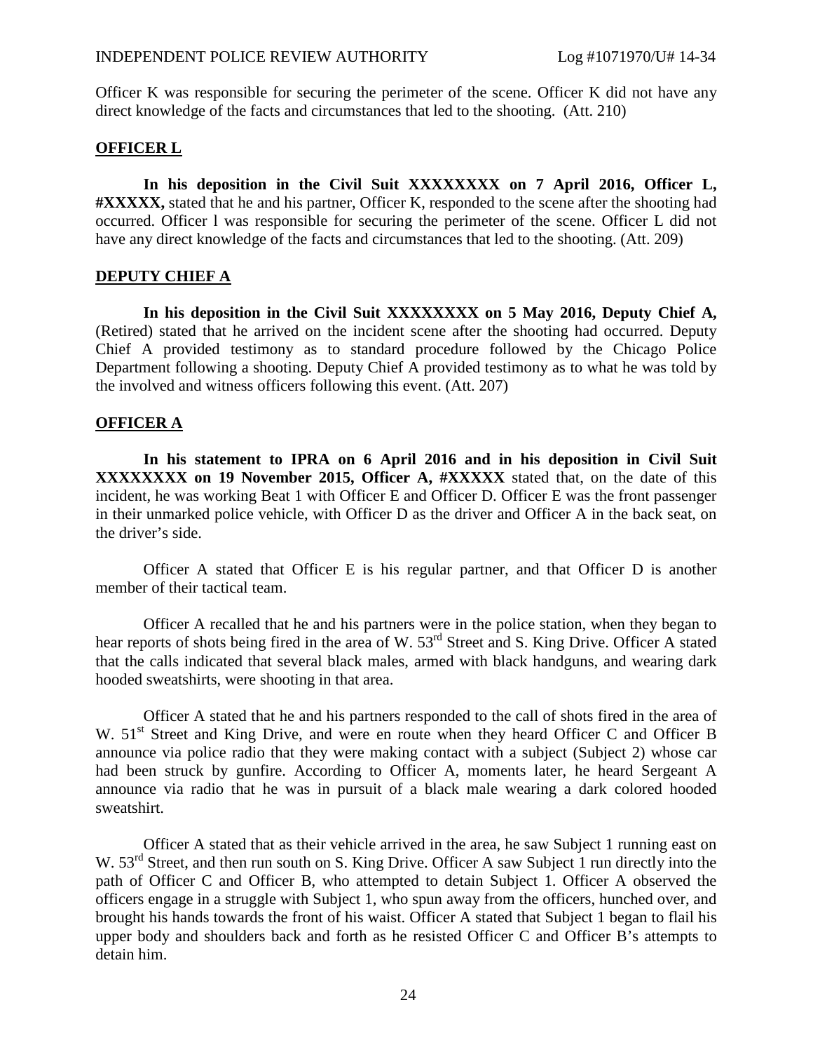Officer K was responsible for securing the perimeter of the scene. Officer K did not have any direct knowledge of the facts and circumstances that led to the shooting. (Att. 210)

## OFFICER L

**In his deposition in the Civil Suit XXXXXXXX on 7 April 2016, Officer L, #XXXXX,** stated that he and his partner, Officer K, responded to the scene after the shooting had occurred. Officer l was responsible for securing the perimeter of the scene. Officer L did not have any direct knowledge of the facts and circumstances that led to the shooting. (Att. 209)

## DEPUTY CHIEF A

**In his deposition in the Civil Suit XXXXXXXX on 5 May 2016, Deputy Chief A,** (Retired) stated that he arrived on the incident scene after the shooting had occurred. Deputy Chief A provided testimony as to standard procedure followed by the Chicago Police Department following a shooting. Deputy Chief A provided testimony as to what he was told by the involved and witness officers following this event. (Att. 207)

## OFFICER A

**In his statement to IPRA on 6 April 2016 and in his deposition in Civil Suit XXXXXXXX on 19 November 2015, Officer A, #XXXXX** stated that, on the date of this incident, he was working Beat 1 with Officer E and Officer D. Officer E was the front passenger in their unmarked police vehicle, with Officer D as the driver and Officer A in the back seat, on the driver's side.

Officer A stated that Officer E is his regular partner, and that Officer D is another member of their tactical team.

Officer A recalled that he and his partners were in the police station, when they began to hear reports of shots being fired in the area of W. 53rd Street and S. King Drive. Officer A stated that the calls indicated that several black males, armed with black handguns, and wearing dark hooded sweatshirts, were shooting in that area.

Officer A stated that he and his partners responded to the call of shots fired in the area of W. 51st Street and King Drive, and were en route when they heard Officer C and Officer B announce via police radio that they were making contact with a subject (Subject 2) whose car had been struck by gunfire. According to Officer A, moments later, he heard Sergeant A announce via radio that he was in pursuit of a black male wearing a dark colored hooded sweatshirt.

Officer A stated that as their vehicle arrived in the area, he saw Subject 1 running east on W. 53rd Street, and then run south on S. King Drive. Officer A saw Subject 1 run directly into the path of Officer C and Officer B, who attempted to detain Subject 1. Officer A observed the officers engage in a struggle with Subject 1, who spun away from the officers, hunched over, and brought his hands towards the front of his waist. Officer A stated that Subject 1 began to flail his upper body and shoulders back and forth as he resisted Officer C and Officer B's attempts to detain him.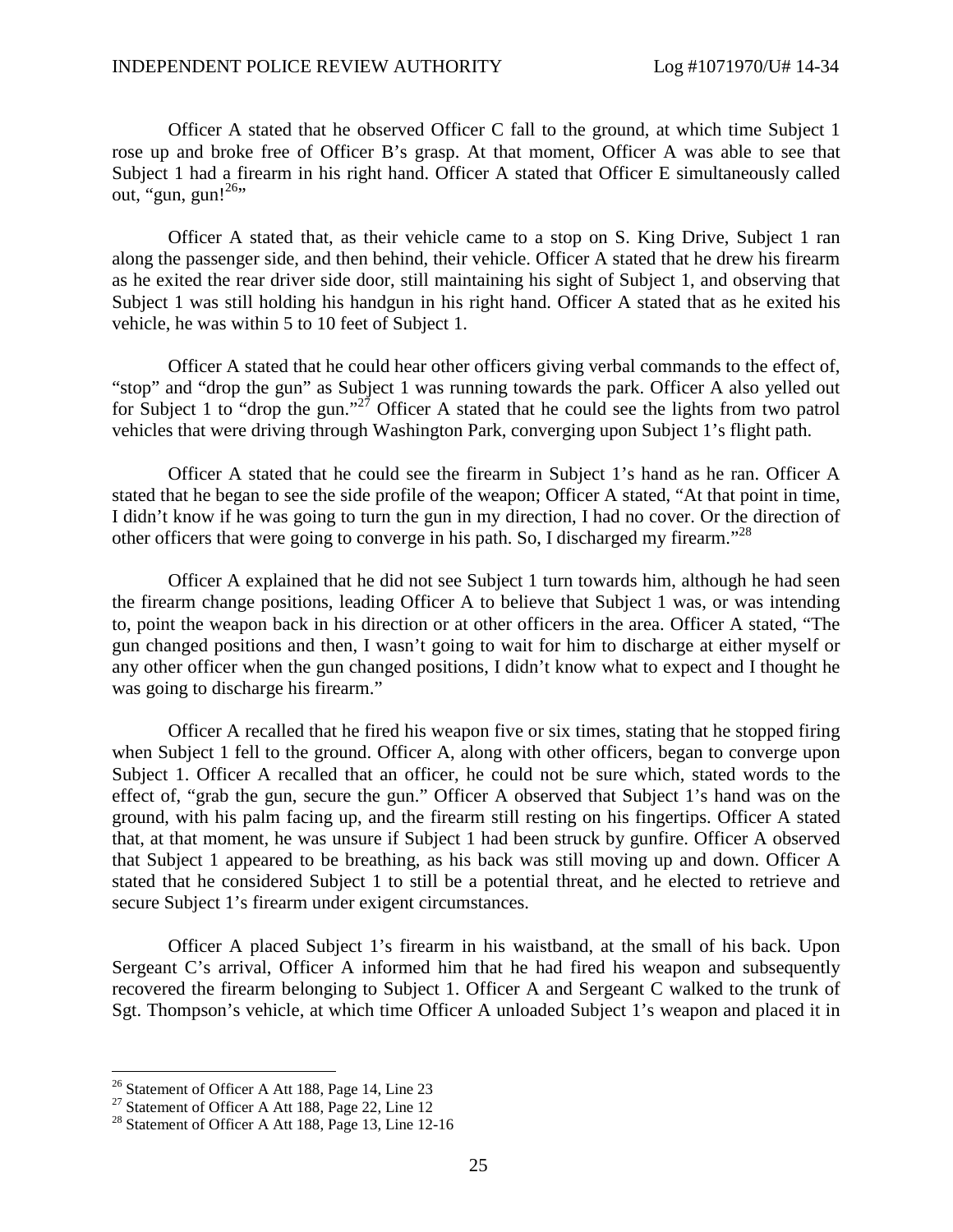Officer A stated that he observed Officer C fall to the ground, at which time Subject 1 rose up and broke free of Officer B's grasp. At that moment, Officer A was able to see that Subject 1 had a firearm in his right hand. Officer A stated that Officer E simultaneously called out, "gun, gun![26]"

Officer A stated that, as their vehicle came to a stop on S. King Drive, Subject 1 ran along the passenger side, and then behind, their vehicle. Officer A stated that he drew his firearm as he exited the rear driver side door, still maintaining his sight of Subject 1, and observing that Subject 1 was still holding his handgun in his right hand. Officer A stated that as he exited his vehicle, he was within 5 to 10 feet of Subject 1.

Officer A stated that he could hear other officers giving verbal commands to the effect of, "stop" and "drop the gun" as Subject 1 was running towards the park. Officer A also yelled out for Subject 1 to "drop the gun."[27] Officer A stated that he could see the lights from two patrol vehicles that were driving through Washington Park, converging upon Subject 1's flight path.

Officer A stated that he could see the firearm in Subject 1's hand as he ran. Officer A stated that he began to see the side profile of the weapon; Officer A stated, "At that point in time, I didn't know if he was going to turn the gun in my direction, I had no cover. Or the direction of other officers that were going to converge in his path. So, I discharged my firearm."[28]

Officer A explained that he did not see Subject 1 turn towards him, although he had seen the firearm change positions, leading Officer A to believe that Subject 1 was, or was intending to, point the weapon back in his direction or at other officers in the area. Officer A stated, "The gun changed positions and then, I wasn't going to wait for him to discharge at either myself or any other officer when the gun changed positions, I didn't know what to expect and I thought he was going to discharge his firearm."

Officer A recalled that he fired his weapon five or six times, stating that he stopped firing when Subject 1 fell to the ground. Officer A, along with other officers, began to converge upon Subject 1. Officer A recalled that an officer, he could not be sure which, stated words to the effect of, "grab the gun, secure the gun." Officer A observed that Subject 1's hand was on the ground, with his palm facing up, and the firearm still resting on his fingertips. Officer A stated that, at that moment, he was unsure if Subject 1 had been struck by gunfire. Officer A observed that Subject 1 appeared to be breathing, as his back was still moving up and down. Officer A stated that he considered Subject 1 to still be a potential threat, and he elected to retrieve and secure Subject 1's firearm under exigent circumstances.

Officer A placed Subject 1's firearm in his waistband, at the small of his back. Upon Sergeant C's arrival, Officer A informed him that he had fired his weapon and subsequently recovered the firearm belonging to Subject 1. Officer A and Sergeant C walked to the trunk of Sgt. Thompson's vehicle, at which time Officer A unloaded Subject 1's weapon and placed it in

---

[26] Statement of Officer A Att 188, Page 14, Line 23

[27] Statement of Officer A Att 188, Page 22, Line 12

[28] Statement of Officer A Att 188, Page 13, Line 12-16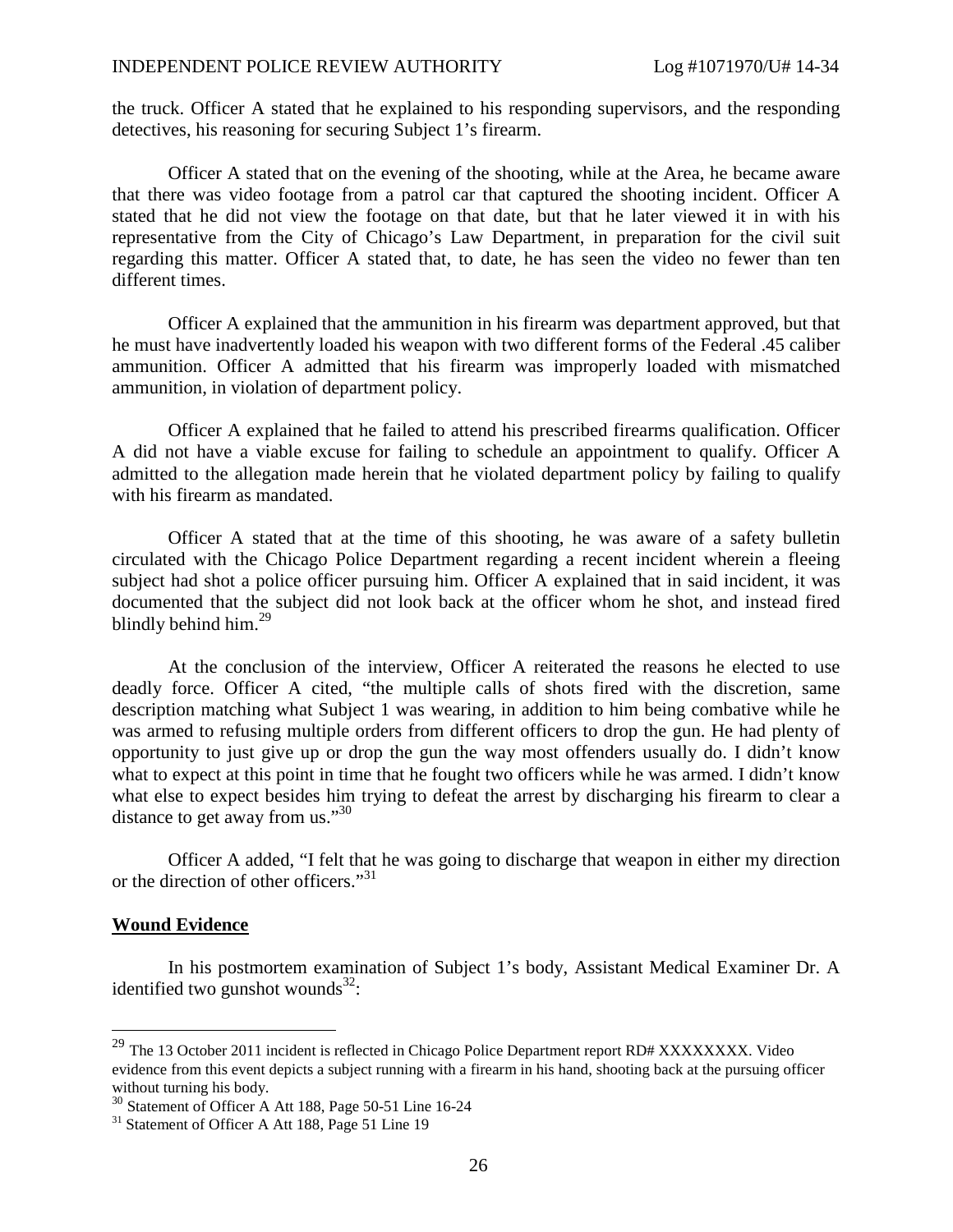the truck. Officer A stated that he explained to his responding supervisors, and the responding detectives, his reasoning for securing Subject 1's firearm.

Officer A stated that on the evening of the shooting, while at the Area, he became aware that there was video footage from a patrol car that captured the shooting incident. Officer A stated that he did not view the footage on that date, but that he later viewed it in with his representative from the City of Chicago's Law Department, in preparation for the civil suit regarding this matter. Officer A stated that, to date, he has seen the video no fewer than ten different times.

Officer A explained that the ammunition in his firearm was department approved, but that he must have inadvertently loaded his weapon with two different forms of the Federal .45 caliber ammunition. Officer A admitted that his firearm was improperly loaded with mismatched ammunition, in violation of department policy.

Officer A explained that he failed to attend his prescribed firearms qualification. Officer A did not have a viable excuse for failing to schedule an appointment to qualify. Officer A admitted to the allegation made herein that he violated department policy by failing to qualify with his firearm as mandated.

Officer A stated that at the time of this shooting, he was aware of a safety bulletin circulated with the Chicago Police Department regarding a recent incident wherein a fleeing subject had shot a police officer pursuing him. Officer A explained that in said incident, it was documented that the subject did not look back at the officer whom he shot, and instead fired blindly behind him.[29]

At the conclusion of the interview, Officer A reiterated the reasons he elected to use deadly force. Officer A cited, "the multiple calls of shots fired with the discretion, same description matching what Subject 1 was wearing, in addition to him being combative while he was armed to refusing multiple orders from different officers to drop the gun. He had plenty of opportunity to just give up or drop the gun the way most offenders usually do. I didn't know what to expect at this point in time that he fought two officers while he was armed. I didn't know what else to expect besides him trying to defeat the arrest by discharging his firearm to clear a distance to get away from us."[30]

Officer A added, "I felt that he was going to discharge that weapon in either my direction or the direction of other officers."[31]

## Wound Evidence

In his postmortem examination of Subject 1's body, Assistant Medical Examiner Dr. A identified two gunshot wounds[32]:

---

[29] The 13 October 2011 incident is reflected in Chicago Police Department report RD# XXXXXXXX. Video evidence from this event depicts a subject running with a firearm in his hand, shooting back at the pursuing officer without turning his body.

[30] Statement of Officer A Att 188, Page 50-51 Line 16-24

[31] Statement of Officer A Att 188, Page 51 Line 19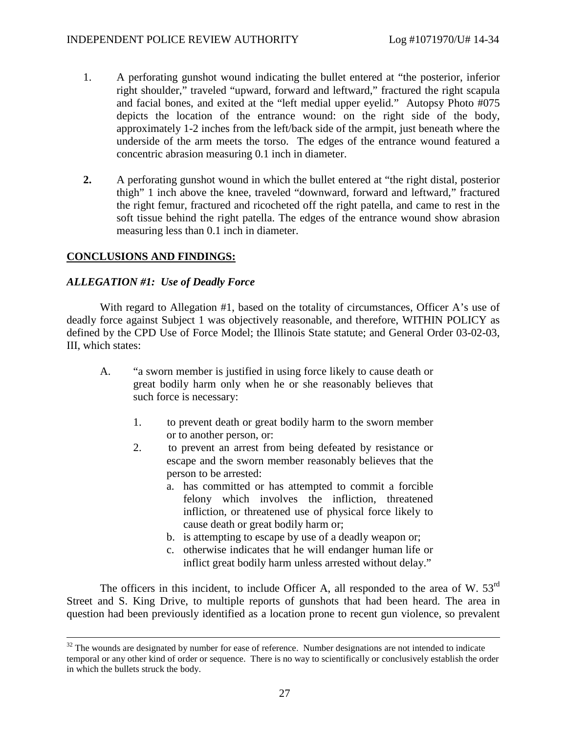1. A perforating gunshot wound indicating the bullet entered at "the posterior, inferior right shoulder," traveled "upward, forward and leftward," fractured the right scapula and facial bones, and exited at the "left medial upper eyelid." Autopsy Photo #075 depicts the location of the entrance wound: on the right side of the body, approximately 1-2 inches from the left/back side of the armpit, just beneath where the underside of the arm meets the torso. The edges of the entrance wound featured a concentric abrasion measuring 0.1 inch in diameter.

2. A perforating gunshot wound in which the bullet entered at "the right distal, posterior thigh" 1 inch above the knee, traveled "downward, forward and leftward," fractured the right femur, fractured and ricocheted off the right patella, and came to rest in the soft tissue behind the right patella. The edges of the entrance wound show abrasion measuring less than 0.1 inch in diameter.

## CONCLUSIONS AND FINDINGS:

### *ALLEGATION #1: Use of Deadly Force*

With regard to Allegation #1, based on the totality of circumstances, Officer A's use of deadly force against Subject 1 was objectively reasonable, and therefore, WITHIN POLICY as defined by the CPD Use of Force Model; the Illinois State statute; and General Order 03-02-03, III, which states:

> A. "a sworn member is justified in using force likely to cause death or great bodily harm only when he or she reasonably believes that such force is necessary:
>
> 1. to prevent death or great bodily harm to the sworn member or to another person, or:
> 2. to prevent an arrest from being defeated by resistance or escape and the sworn member reasonably believes that the person to be arrested:
>    a. has committed or has attempted to commit a forcible felony which involves the infliction, threatened infliction, or threatened use of physical force likely to cause death or great bodily harm or;
>    b. is attempting to escape by use of a deadly weapon or;
>    c. otherwise indicates that he will endanger human life or inflict great bodily harm unless arrested without delay."

The officers in this incident, to include Officer A, all responded to the area of W. 53rd Street and S. King Drive, to multiple reports of gunshots that had been heard. The area in question had been previously identified as a location prone to recent gun violence, so prevalent

[32] The wounds are designated by number for ease of reference. Number designations are not intended to indicate temporal or any other kind of order or sequence. There is no way to scientifically or conclusively establish the order in which the bullets struck the body.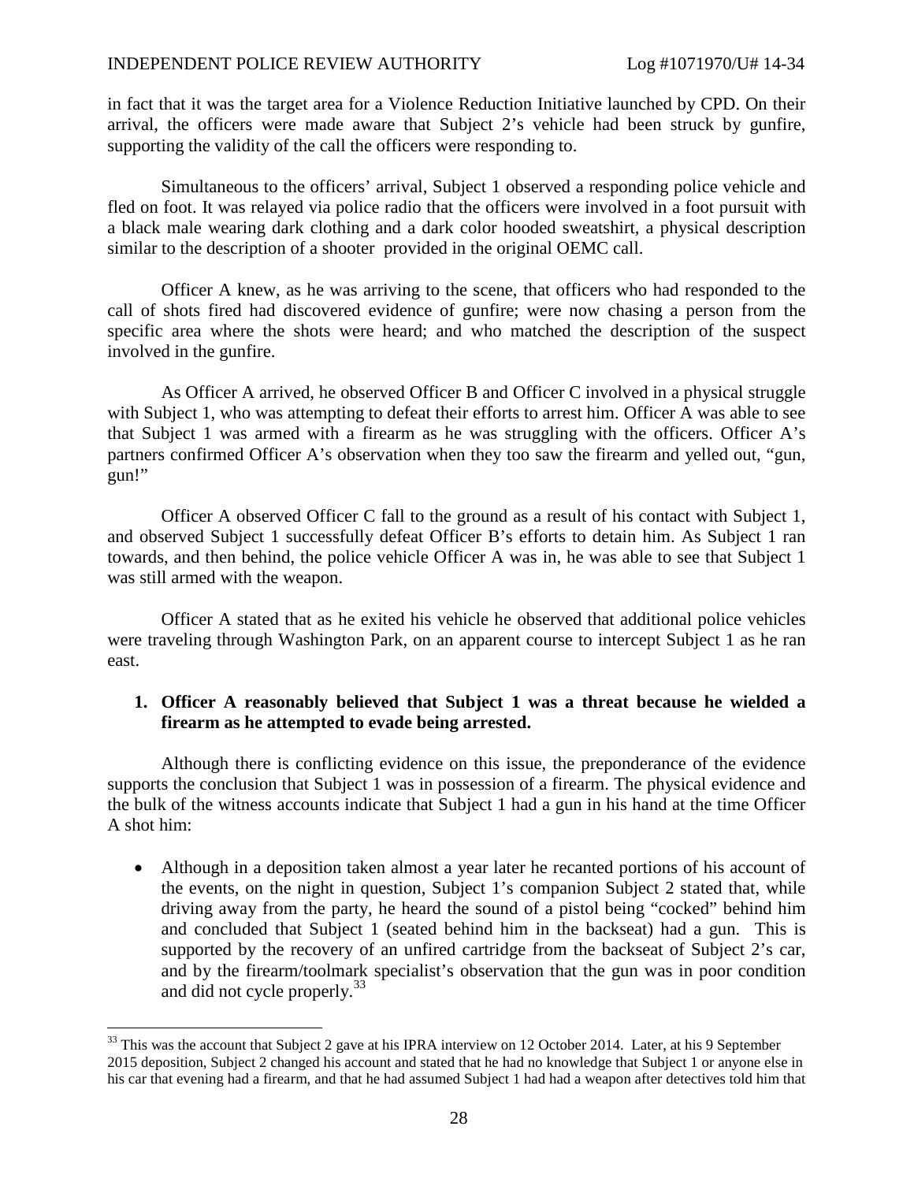in fact that it was the target area for a Violence Reduction Initiative launched by CPD. On their arrival, the officers were made aware that Subject 2's vehicle had been struck by gunfire, supporting the validity of the call the officers were responding to.

Simultaneous to the officers' arrival, Subject 1 observed a responding police vehicle and fled on foot. It was relayed via police radio that the officers were involved in a foot pursuit with a black male wearing dark clothing and a dark color hooded sweatshirt, a physical description similar to the description of a shooter provided in the original OEMC call.

Officer A knew, as he was arriving to the scene, that officers who had responded to the call of shots fired had discovered evidence of gunfire; were now chasing a person from the specific area where the shots were heard; and who matched the description of the suspect involved in the gunfire.

As Officer A arrived, he observed Officer B and Officer C involved in a physical struggle with Subject 1, who was attempting to defeat their efforts to arrest him. Officer A was able to see that Subject 1 was armed with a firearm as he was struggling with the officers. Officer A's partners confirmed Officer A's observation when they too saw the firearm and yelled out, "gun, gun!"

Officer A observed Officer C fall to the ground as a result of his contact with Subject 1, and observed Subject 1 successfully defeat Officer B's efforts to detain him. As Subject 1 ran towards, and then behind, the police vehicle Officer A was in, he was able to see that Subject 1 was still armed with the weapon.

Officer A stated that as he exited his vehicle he observed that additional police vehicles were traveling through Washington Park, on an apparent course to intercept Subject 1 as he ran east.

**1. Officer A reasonably believed that Subject 1 was a threat because he wielded a firearm as he attempted to evade being arrested.**

Although there is conflicting evidence on this issue, the preponderance of the evidence supports the conclusion that Subject 1 was in possession of a firearm. The physical evidence and the bulk of the witness accounts indicate that Subject 1 had a gun in his hand at the time Officer A shot him:

- Although in a deposition taken almost a year later he recanted portions of his account of the events, on the night in question, Subject 1's companion Subject 2 stated that, while driving away from the party, he heard the sound of a pistol being "cocked" behind him and concluded that Subject 1 (seated behind him in the backseat) had a gun. This is supported by the recovery of an unfired cartridge from the backseat of Subject 2's car, and by the firearm/toolmark specialist's observation that the gun was in poor condition and did not cycle properly.[33]

[33] This was the account that Subject 2 gave at his IPRA interview on 12 October 2014. Later, at his 9 September 2015 deposition, Subject 2 changed his account and stated that he had no knowledge that Subject 1 or anyone else in his car that evening had a firearm, and that he had assumed Subject 1 had had a weapon after detectives told him that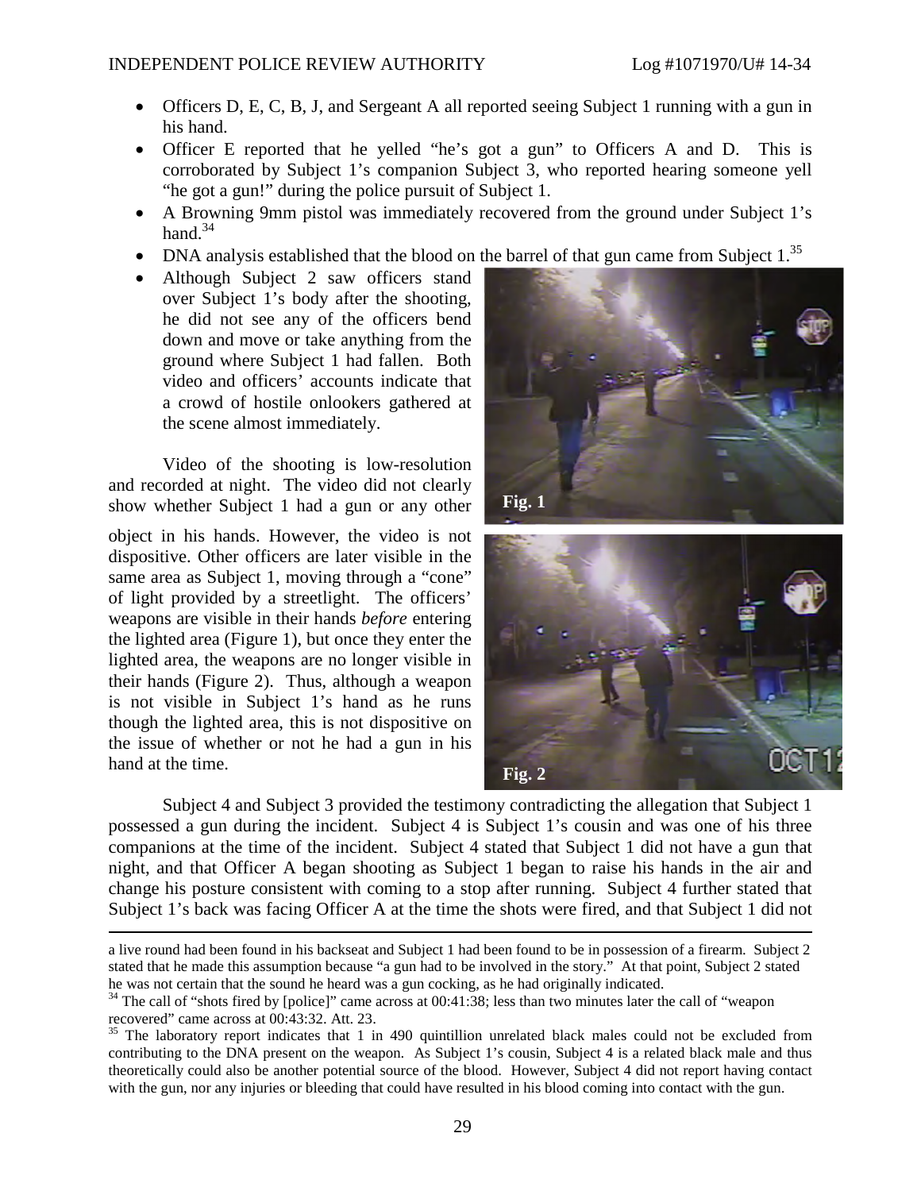- Officers D, E, C, B, J, and Sergeant A all reported seeing Subject 1 running with a gun in his hand.
- Officer E reported that he yelled "he's got a gun" to Officers A and D. This is corroborated by Subject 1's companion Subject 3, who reported hearing someone yell "he got a gun!" during the police pursuit of Subject 1.
- A Browning 9mm pistol was immediately recovered from the ground under Subject 1's hand.[34]
- DNA analysis established that the blood on the barrel of that gun came from Subject 1.[35]
- Although Subject 2 saw officers stand over Subject 1's body after the shooting, he did not see any of the officers bend down and move or take anything from the ground where Subject 1 had fallen. Both video and officers' accounts indicate that a crowd of hostile onlookers gathered at the scene almost immediately.

Video of the shooting is low-resolution and recorded at night. The video did not clearly show whether Subject 1 had a gun or any other object in his hands. However, the video is not dispositive. Other officers are later visible in the same area as Subject 1, moving through a "cone" of light provided by a streetlight. The officers' weapons are visible in their hands *before* entering the lighted area (Figure 1), but once they enter the lighted area, the weapons are no longer visible in their hands (Figure 2). Thus, although a weapon is not visible in Subject 1's hand as he runs though the lighted area, this is not dispositive on the issue of whether or not he had a gun in his hand at the time.

**Fig. 1**

**Fig. 2**

Subject 4 and Subject 3 provided the testimony contradicting the allegation that Subject 1 possessed a gun during the incident. Subject 4 is Subject 1's cousin and was one of his three companions at the time of the incident. Subject 4 stated that Subject 1 did not have a gun that night, and that Officer A began shooting as Subject 1 began to raise his hands in the air and change his posture consistent with coming to a stop after running. Subject 4 further stated that Subject 1's back was facing Officer A at the time the shots were fired, and that Subject 1 did not

---

a live round had been found in his backseat and Subject 1 had been found to be in possession of a firearm. Subject 2 stated that he made this assumption because "a gun had to be involved in the story." At that point, Subject 2 stated he was not certain that the sound he heard was a gun cocking, as he had originally indicated.

[34] The call of "shots fired by [police]" came across at 00:41:38; less than two minutes later the call of "weapon recovered" came across at 00:43:32. Att. 23.

[35] The laboratory report indicates that 1 in 490 quintillion unrelated black males could not be excluded from contributing to the DNA present on the weapon. As Subject 1's cousin, Subject 4 is a related black male and thus theoretically could also be another potential source of the blood. However, Subject 4 did not report having contact with the gun, nor any injuries or bleeding that could have resulted in his blood coming into contact with the gun.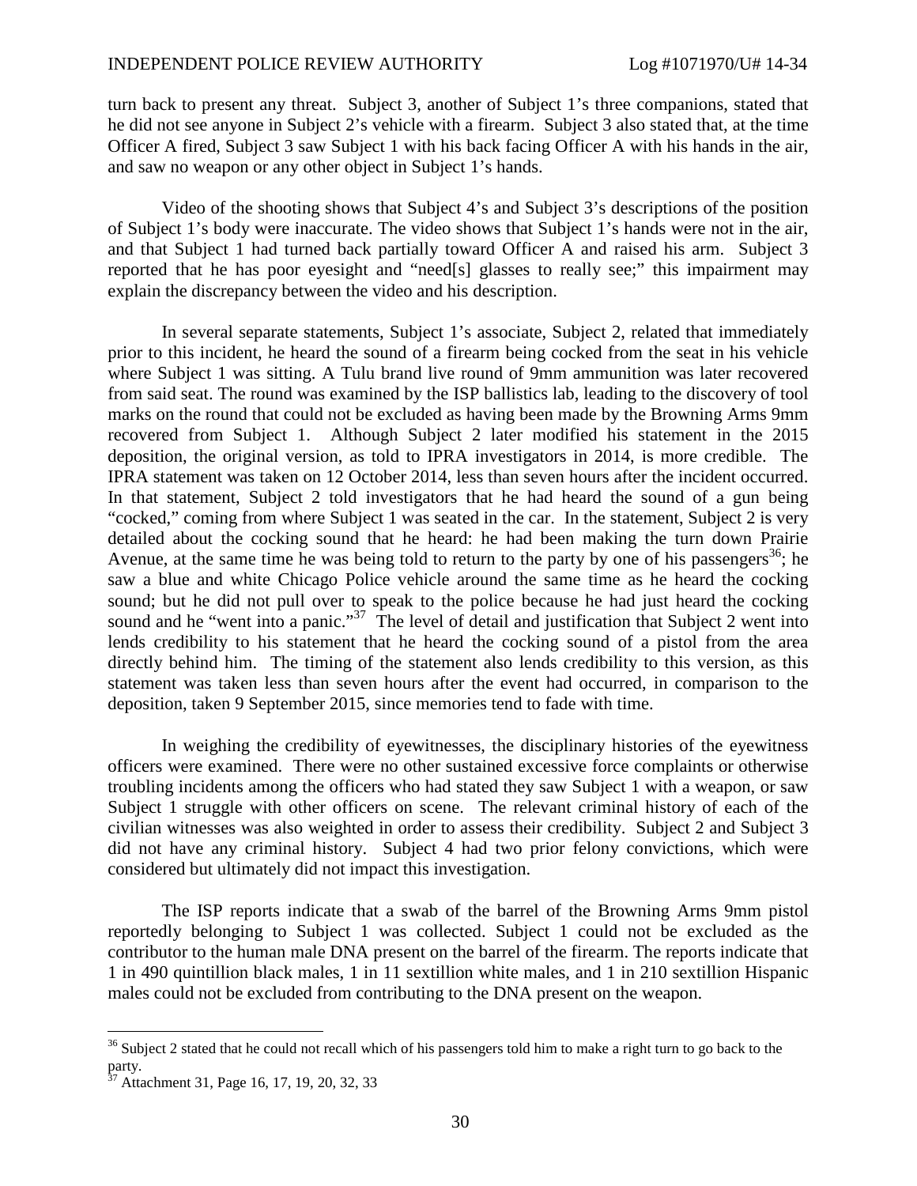turn back to present any threat. Subject 3, another of Subject 1's three companions, stated that he did not see anyone in Subject 2's vehicle with a firearm. Subject 3 also stated that, at the time Officer A fired, Subject 3 saw Subject 1 with his back facing Officer A with his hands in the air, and saw no weapon or any other object in Subject 1's hands.

Video of the shooting shows that Subject 4's and Subject 3's descriptions of the position of Subject 1's body were inaccurate. The video shows that Subject 1's hands were not in the air, and that Subject 1 had turned back partially toward Officer A and raised his arm. Subject 3 reported that he has poor eyesight and "need[s] glasses to really see;" this impairment may explain the discrepancy between the video and his description.

In several separate statements, Subject 1's associate, Subject 2, related that immediately prior to this incident, he heard the sound of a firearm being cocked from the seat in his vehicle where Subject 1 was sitting. A Tulu brand live round of 9mm ammunition was later recovered from said seat. The round was examined by the ISP ballistics lab, leading to the discovery of tool marks on the round that could not be excluded as having been made by the Browning Arms 9mm recovered from Subject 1. Although Subject 2 later modified his statement in the 2015 deposition, the original version, as told to IPRA investigators in 2014, is more credible. The IPRA statement was taken on 12 October 2014, less than seven hours after the incident occurred. In that statement, Subject 2 told investigators that he had heard the sound of a gun being "cocked," coming from where Subject 1 was seated in the car. In the statement, Subject 2 is very detailed about the cocking sound that he heard: he had been making the turn down Prairie Avenue, at the same time he was being told to return to the party by one of his passengers[36]; he saw a blue and white Chicago Police vehicle around the same time as he heard the cocking sound; but he did not pull over to speak to the police because he had just heard the cocking sound and he "went into a panic."[37] The level of detail and justification that Subject 2 went into lends credibility to his statement that he heard the cocking sound of a pistol from the area directly behind him. The timing of the statement also lends credibility to this version, as this statement was taken less than seven hours after the event had occurred, in comparison to the deposition, taken 9 September 2015, since memories tend to fade with time.

In weighing the credibility of eyewitnesses, the disciplinary histories of the eyewitness officers were examined. There were no other sustained excessive force complaints or otherwise troubling incidents among the officers who had stated they saw Subject 1 with a weapon, or saw Subject 1 struggle with other officers on scene. The relevant criminal history of each of the civilian witnesses was also weighted in order to assess their credibility. Subject 2 and Subject 3 did not have any criminal history. Subject 4 had two prior felony convictions, which were considered but ultimately did not impact this investigation.

The ISP reports indicate that a swab of the barrel of the Browning Arms 9mm pistol reportedly belonging to Subject 1 was collected. Subject 1 could not be excluded as the contributor to the human male DNA present on the barrel of the firearm. The reports indicate that 1 in 490 quintillion black males, 1 in 11 sextillion white males, and 1 in 210 sextillion Hispanic males could not be excluded from contributing to the DNA present on the weapon.

---

[36] Subject 2 stated that he could not recall which of his passengers told him to make a right turn to go back to the party.

[37] Attachment 31, Page 16, 17, 19, 20, 32, 33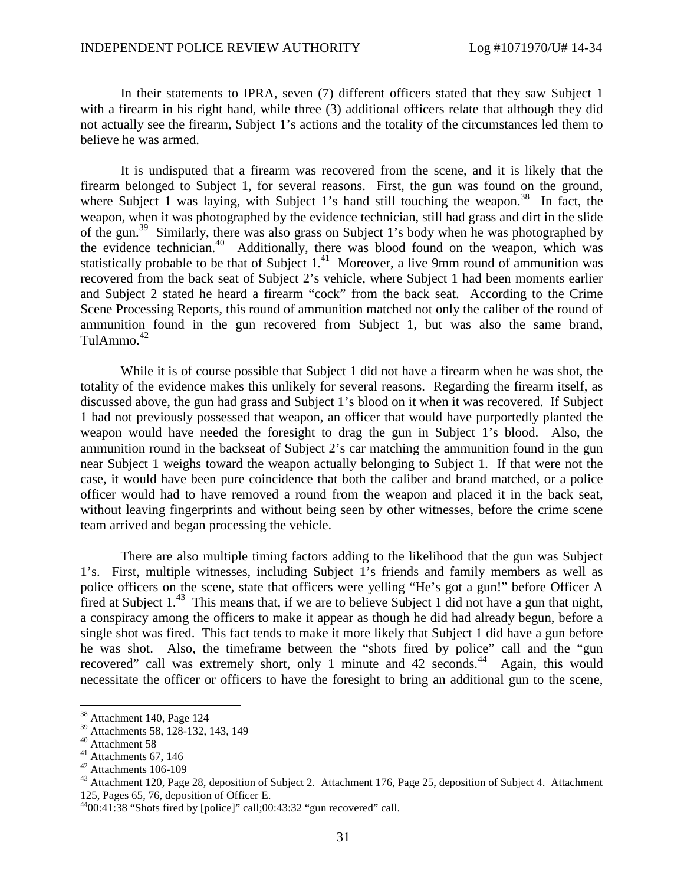In their statements to IPRA, seven (7) different officers stated that they saw Subject 1 with a firearm in his right hand, while three (3) additional officers relate that although they did not actually see the firearm, Subject 1's actions and the totality of the circumstances led them to believe he was armed.

It is undisputed that a firearm was recovered from the scene, and it is likely that the firearm belonged to Subject 1, for several reasons. First, the gun was found on the ground, where Subject 1 was laying, with Subject 1's hand still touching the weapon.[38] In fact, the weapon, when it was photographed by the evidence technician, still had grass and dirt in the slide of the gun.[39] Similarly, there was also grass on Subject 1's body when he was photographed by the evidence technician.[40] Additionally, there was blood found on the weapon, which was statistically probable to be that of Subject 1.[41] Moreover, a live 9mm round of ammunition was recovered from the back seat of Subject 2's vehicle, where Subject 1 had been moments earlier and Subject 2 stated he heard a firearm "cock" from the back seat. According to the Crime Scene Processing Reports, this round of ammunition matched not only the caliber of the round of ammunition found in the gun recovered from Subject 1, but was also the same brand, TulAmmo.[42]

While it is of course possible that Subject 1 did not have a firearm when he was shot, the totality of the evidence makes this unlikely for several reasons. Regarding the firearm itself, as discussed above, the gun had grass and Subject 1's blood on it when it was recovered. If Subject 1 had not previously possessed that weapon, an officer that would have purportedly planted the weapon would have needed the foresight to drag the gun in Subject 1's blood. Also, the ammunition round in the backseat of Subject 2's car matching the ammunition found in the gun near Subject 1 weighs toward the weapon actually belonging to Subject 1. If that were not the case, it would have been pure coincidence that both the caliber and brand matched, or a police officer would had to have removed a round from the weapon and placed it in the back seat, without leaving fingerprints and without being seen by other witnesses, before the crime scene team arrived and began processing the vehicle.

There are also multiple timing factors adding to the likelihood that the gun was Subject 1's. First, multiple witnesses, including Subject 1's friends and family members as well as police officers on the scene, state that officers were yelling "He's got a gun!" before Officer A fired at Subject 1.[43] This means that, if we are to believe Subject 1 did not have a gun that night, a conspiracy among the officers to make it appear as though he did had already begun, before a single shot was fired. This fact tends to make it more likely that Subject 1 did have a gun before he was shot. Also, the timeframe between the "shots fired by police" call and the "gun recovered" call was extremely short, only 1 minute and 42 seconds.[44] Again, this would necessitate the officer or officers to have the foresight to bring an additional gun to the scene,

---

[38] Attachment 140, Page 124
[39] Attachments 58, 128-132, 143, 149
[40] Attachment 58
[41] Attachments 67, 146
[42] Attachments 106-109
[43] Attachment 120, Page 28, deposition of Subject 2. Attachment 176, Page 25, deposition of Subject 4. Attachment 125, Pages 65, 76, deposition of Officer E.
[44] 00:41:38 "Shots fired by [police]" call;00:43:32 "gun recovered" call.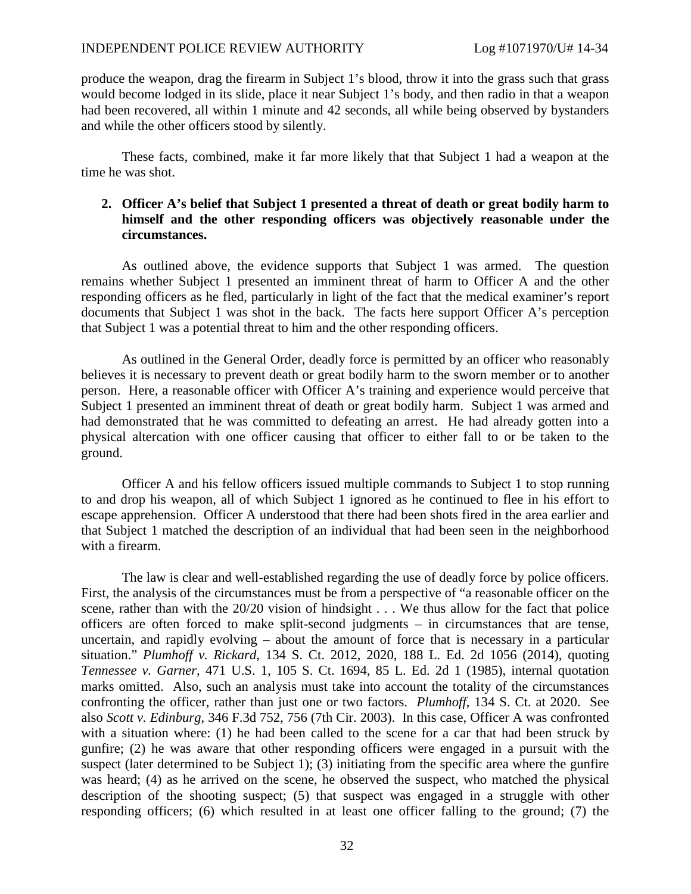produce the weapon, drag the firearm in Subject 1's blood, throw it into the grass such that grass would become lodged in its slide, place it near Subject 1's body, and then radio in that a weapon had been recovered, all within 1 minute and 42 seconds, all while being observed by bystanders and while the other officers stood by silently.

These facts, combined, make it far more likely that that Subject 1 had a weapon at the time he was shot.

**2. Officer A's belief that Subject 1 presented a threat of death or great bodily harm to himself and the other responding officers was objectively reasonable under the circumstances.**

As outlined above, the evidence supports that Subject 1 was armed. The question remains whether Subject 1 presented an imminent threat of harm to Officer A and the other responding officers as he fled, particularly in light of the fact that the medical examiner's report documents that Subject 1 was shot in the back. The facts here support Officer A's perception that Subject 1 was a potential threat to him and the other responding officers.

As outlined in the General Order, deadly force is permitted by an officer who reasonably believes it is necessary to prevent death or great bodily harm to the sworn member or to another person. Here, a reasonable officer with Officer A's training and experience would perceive that Subject 1 presented an imminent threat of death or great bodily harm. Subject 1 was armed and had demonstrated that he was committed to defeating an arrest. He had already gotten into a physical altercation with one officer causing that officer to either fall to or be taken to the ground.

Officer A and his fellow officers issued multiple commands to Subject 1 to stop running to and drop his weapon, all of which Subject 1 ignored as he continued to flee in his effort to escape apprehension. Officer A understood that there had been shots fired in the area earlier and that Subject 1 matched the description of an individual that had been seen in the neighborhood with a firearm.

The law is clear and well-established regarding the use of deadly force by police officers. First, the analysis of the circumstances must be from a perspective of "a reasonable officer on the scene, rather than with the 20/20 vision of hindsight . . . We thus allow for the fact that police officers are often forced to make split-second judgments – in circumstances that are tense, uncertain, and rapidly evolving – about the amount of force that is necessary in a particular situation." *Plumhoff v. Rickard*, 134 S. Ct. 2012, 2020, 188 L. Ed. 2d 1056 (2014), quoting *Tennessee v. Garner*, 471 U.S. 1, 105 S. Ct. 1694, 85 L. Ed. 2d 1 (1985), internal quotation marks omitted. Also, such an analysis must take into account the totality of the circumstances confronting the officer, rather than just one or two factors. *Plumhoff*, 134 S. Ct. at 2020. See also *Scott v. Edinburg*, 346 F.3d 752, 756 (7th Cir. 2003). In this case, Officer A was confronted with a situation where: (1) he had been called to the scene for a car that had been struck by gunfire; (2) he was aware that other responding officers were engaged in a pursuit with the suspect (later determined to be Subject 1); (3) initiating from the specific area where the gunfire was heard; (4) as he arrived on the scene, he observed the suspect, who matched the physical description of the shooting suspect; (5) that suspect was engaged in a struggle with other responding officers; (6) which resulted in at least one officer falling to the ground; (7) the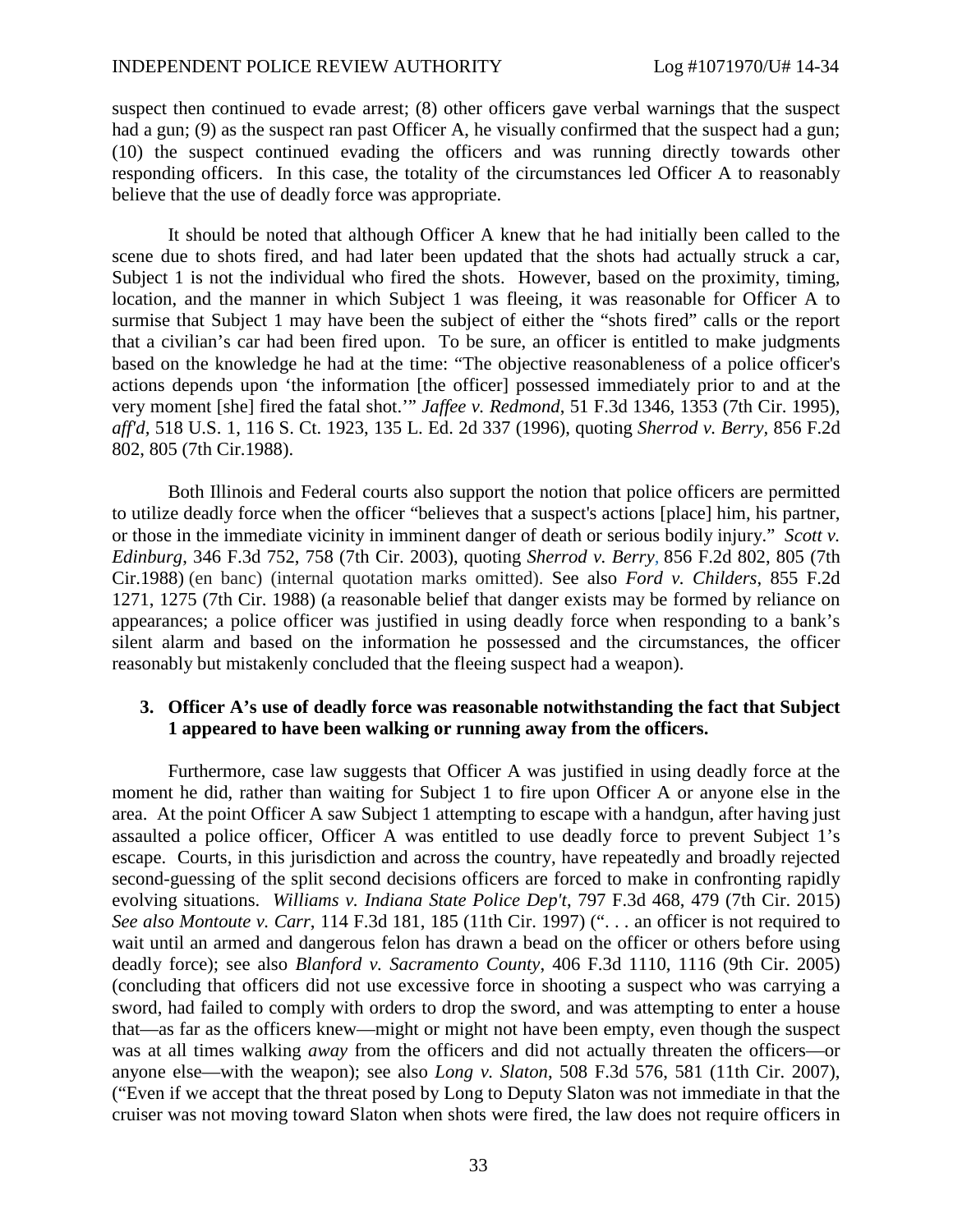suspect then continued to evade arrest; (8) other officers gave verbal warnings that the suspect had a gun; (9) as the suspect ran past Officer A, he visually confirmed that the suspect had a gun; (10) the suspect continued evading the officers and was running directly towards other responding officers. In this case, the totality of the circumstances led Officer A to reasonably believe that the use of deadly force was appropriate.

It should be noted that although Officer A knew that he had initially been called to the scene due to shots fired, and had later been updated that the shots had actually struck a car, Subject 1 is not the individual who fired the shots. However, based on the proximity, timing, location, and the manner in which Subject 1 was fleeing, it was reasonable for Officer A to surmise that Subject 1 may have been the subject of either the "shots fired" calls or the report that a civilian's car had been fired upon. To be sure, an officer is entitled to make judgments based on the knowledge he had at the time: "The objective reasonableness of a police officer's actions depends upon 'the information [the officer] possessed immediately prior to and at the very moment [she] fired the fatal shot.'" *Jaffee v. Redmond*, 51 F.3d 1346, 1353 (7th Cir. 1995), *aff'd*, 518 U.S. 1, 116 S. Ct. 1923, 135 L. Ed. 2d 337 (1996), quoting *Sherrod v. Berry*, 856 F.2d 802, 805 (7th Cir.1988).

Both Illinois and Federal courts also support the notion that police officers are permitted to utilize deadly force when the officer "believes that a suspect's actions [place] him, his partner, or those in the immediate vicinity in imminent danger of death or serious bodily injury." *Scott v. Edinburg*, 346 F.3d 752, 758 (7th Cir. 2003), quoting *Sherrod v. Berry*, 856 F.2d 802, 805 (7th Cir.1988) (en banc) (internal quotation marks omitted). See also *Ford v. Childers*, 855 F.2d 1271, 1275 (7th Cir. 1988) (a reasonable belief that danger exists may be formed by reliance on appearances; a police officer was justified in using deadly force when responding to a bank's silent alarm and based on the information he possessed and the circumstances, the officer reasonably but mistakenly concluded that the fleeing suspect had a weapon).

**3. Officer A's use of deadly force was reasonable notwithstanding the fact that Subject 1 appeared to have been walking or running away from the officers.**

Furthermore, case law suggests that Officer A was justified in using deadly force at the moment he did, rather than waiting for Subject 1 to fire upon Officer A or anyone else in the area. At the point Officer A saw Subject 1 attempting to escape with a handgun, after having just assaulted a police officer, Officer A was entitled to use deadly force to prevent Subject 1's escape. Courts, in this jurisdiction and across the country, have repeatedly and broadly rejected second-guessing of the split second decisions officers are forced to make in confronting rapidly evolving situations. *Williams v. Indiana State Police Dep't*, 797 F.3d 468, 479 (7th Cir. 2015) *See also Montoute v. Carr*, 114 F.3d 181, 185 (11th Cir. 1997) (". . . an officer is not required to wait until an armed and dangerous felon has drawn a bead on the officer or others before using deadly force); see also *Blanford v. Sacramento County*, 406 F.3d 1110, 1116 (9th Cir. 2005) (concluding that officers did not use excessive force in shooting a suspect who was carrying a sword, had failed to comply with orders to drop the sword, and was attempting to enter a house that—as far as the officers knew—might or might not have been empty, even though the suspect was at all times walking *away* from the officers and did not actually threaten the officers—or anyone else—with the weapon); see also *Long v. Slaton*, 508 F.3d 576, 581 (11th Cir. 2007), ("Even if we accept that the threat posed by Long to Deputy Slaton was not immediate in that the cruiser was not moving toward Slaton when shots were fired, the law does not require officers in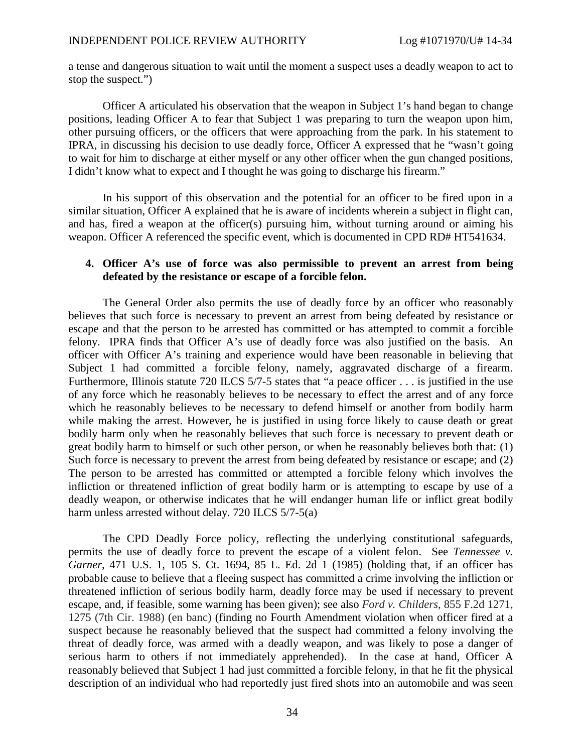a tense and dangerous situation to wait until the moment a suspect uses a deadly weapon to act to stop the suspect.")

Officer A articulated his observation that the weapon in Subject 1's hand began to change positions, leading Officer A to fear that Subject 1 was preparing to turn the weapon upon him, other pursuing officers, or the officers that were approaching from the park. In his statement to IPRA, in discussing his decision to use deadly force, Officer A expressed that he "wasn't going to wait for him to discharge at either myself or any other officer when the gun changed positions, I didn't know what to expect and I thought he was going to discharge his firearm."

In his support of this observation and the potential for an officer to be fired upon in a similar situation, Officer A explained that he is aware of incidents wherein a subject in flight can, and has, fired a weapon at the officer(s) pursuing him, without turning around or aiming his weapon. Officer A referenced the specific event, which is documented in CPD RD# HT541634.

**4. Officer A's use of force was also permissible to prevent an arrest from being defeated by the resistance or escape of a forcible felon.**

The General Order also permits the use of deadly force by an officer who reasonably believes that such force is necessary to prevent an arrest from being defeated by resistance or escape and that the person to be arrested has committed or has attempted to commit a forcible felony. IPRA finds that Officer A's use of deadly force was also justified on the basis. An officer with Officer A's training and experience would have been reasonable in believing that Subject 1 had committed a forcible felony, namely, aggravated discharge of a firearm. Furthermore, Illinois statute 720 ILCS 5/7-5 states that "a peace officer . . . is justified in the use of any force which he reasonably believes to be necessary to effect the arrest and of any force which he reasonably believes to be necessary to defend himself or another from bodily harm while making the arrest. However, he is justified in using force likely to cause death or great bodily harm only when he reasonably believes that such force is necessary to prevent death or great bodily harm to himself or such other person, or when he reasonably believes both that: (1) Such force is necessary to prevent the arrest from being defeated by resistance or escape; and (2) The person to be arrested has committed or attempted a forcible felony which involves the infliction or threatened infliction of great bodily harm or is attempting to escape by use of a deadly weapon, or otherwise indicates that he will endanger human life or inflict great bodily harm unless arrested without delay. 720 ILCS 5/7-5(a)

The CPD Deadly Force policy, reflecting the underlying constitutional safeguards, permits the use of deadly force to prevent the escape of a violent felon. See *Tennessee v. Garner*, 471 U.S. 1, 105 S. Ct. 1694, 85 L. Ed. 2d 1 (1985) (holding that, if an officer has probable cause to believe that a fleeing suspect has committed a crime involving the infliction or threatened infliction of serious bodily harm, deadly force may be used if necessary to prevent escape, and, if feasible, some warning has been given); see also *Ford v. Childers*, 855 F.2d 1271, 1275 (7th Cir. 1988) (en banc) (finding no Fourth Amendment violation when officer fired at a suspect because he reasonably believed that the suspect had committed a felony involving the threat of deadly force, was armed with a deadly weapon, and was likely to pose a danger of serious harm to others if not immediately apprehended). In the case at hand, Officer A reasonably believed that Subject 1 had just committed a forcible felony, in that he fit the physical description of an individual who had reportedly just fired shots into an automobile and was seen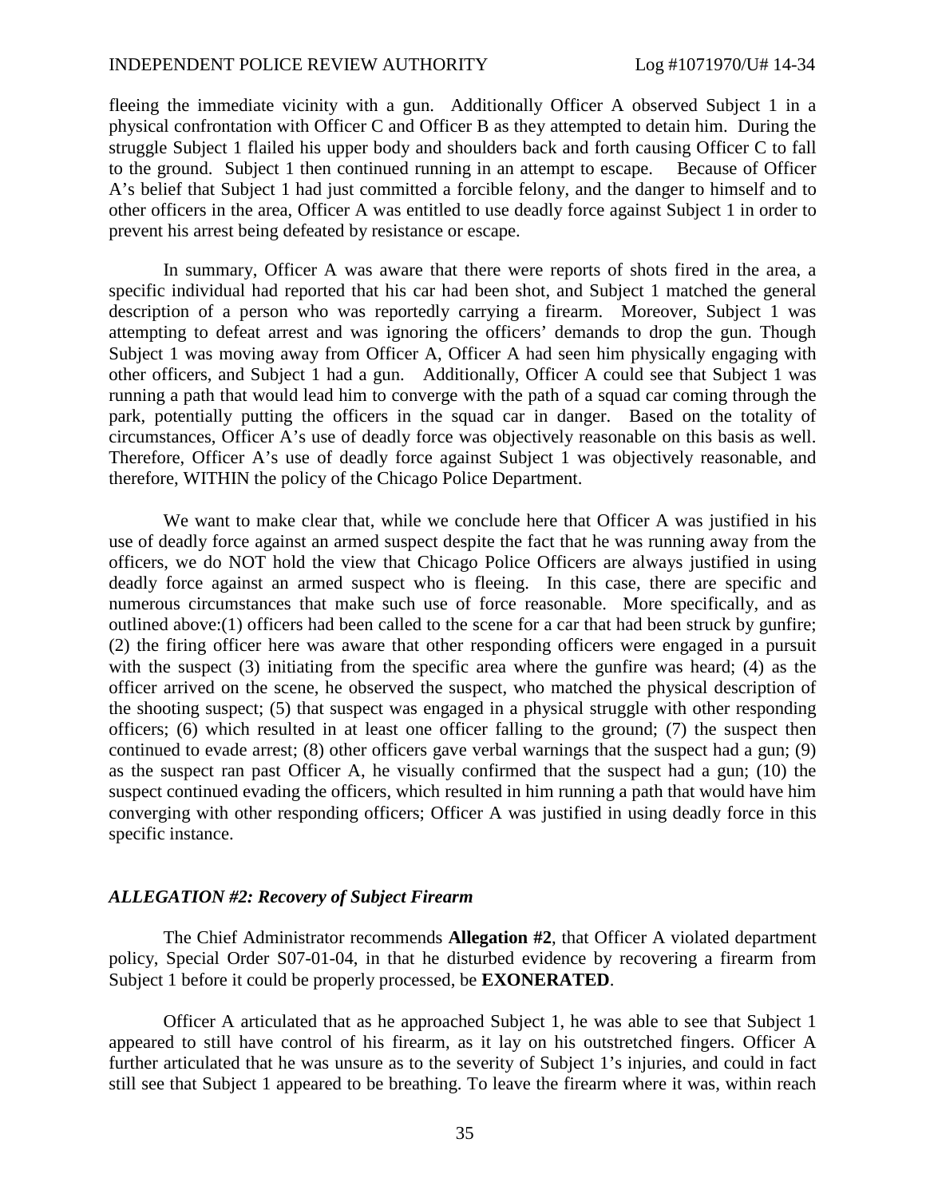fleeing the immediate vicinity with a gun. Additionally Officer A observed Subject 1 in a physical confrontation with Officer C and Officer B as they attempted to detain him. During the struggle Subject 1 flailed his upper body and shoulders back and forth causing Officer C to fall to the ground. Subject 1 then continued running in an attempt to escape. Because of Officer A's belief that Subject 1 had just committed a forcible felony, and the danger to himself and to other officers in the area, Officer A was entitled to use deadly force against Subject 1 in order to prevent his arrest being defeated by resistance or escape.

In summary, Officer A was aware that there were reports of shots fired in the area, a specific individual had reported that his car had been shot, and Subject 1 matched the general description of a person who was reportedly carrying a firearm. Moreover, Subject 1 was attempting to defeat arrest and was ignoring the officers' demands to drop the gun. Though Subject 1 was moving away from Officer A, Officer A had seen him physically engaging with other officers, and Subject 1 had a gun. Additionally, Officer A could see that Subject 1 was running a path that would lead him to converge with the path of a squad car coming through the park, potentially putting the officers in the squad car in danger. Based on the totality of circumstances, Officer A's use of deadly force was objectively reasonable on this basis as well. Therefore, Officer A's use of deadly force against Subject 1 was objectively reasonable, and therefore, WITHIN the policy of the Chicago Police Department.

We want to make clear that, while we conclude here that Officer A was justified in his use of deadly force against an armed suspect despite the fact that he was running away from the officers, we do NOT hold the view that Chicago Police Officers are always justified in using deadly force against an armed suspect who is fleeing. In this case, there are specific and numerous circumstances that make such use of force reasonable. More specifically, and as outlined above:(1) officers had been called to the scene for a car that had been struck by gunfire; (2) the firing officer here was aware that other responding officers were engaged in a pursuit with the suspect (3) initiating from the specific area where the gunfire was heard; (4) as the officer arrived on the scene, he observed the suspect, who matched the physical description of the shooting suspect; (5) that suspect was engaged in a physical struggle with other responding officers; (6) which resulted in at least one officer falling to the ground; (7) the suspect then continued to evade arrest; (8) other officers gave verbal warnings that the suspect had a gun; (9) as the suspect ran past Officer A, he visually confirmed that the suspect had a gun; (10) the suspect continued evading the officers, which resulted in him running a path that would have him converging with other responding officers; Officer A was justified in using deadly force in this specific instance.

### *ALLEGATION #2: Recovery of Subject Firearm*

The Chief Administrator recommends **Allegation #2**, that Officer A violated department policy, Special Order S07-01-04, in that he disturbed evidence by recovering a firearm from Subject 1 before it could be properly processed, be **EXONERATED**.

Officer A articulated that as he approached Subject 1, he was able to see that Subject 1 appeared to still have control of his firearm, as it lay on his outstretched fingers. Officer A further articulated that he was unsure as to the severity of Subject 1's injuries, and could in fact still see that Subject 1 appeared to be breathing. To leave the firearm where it was, within reach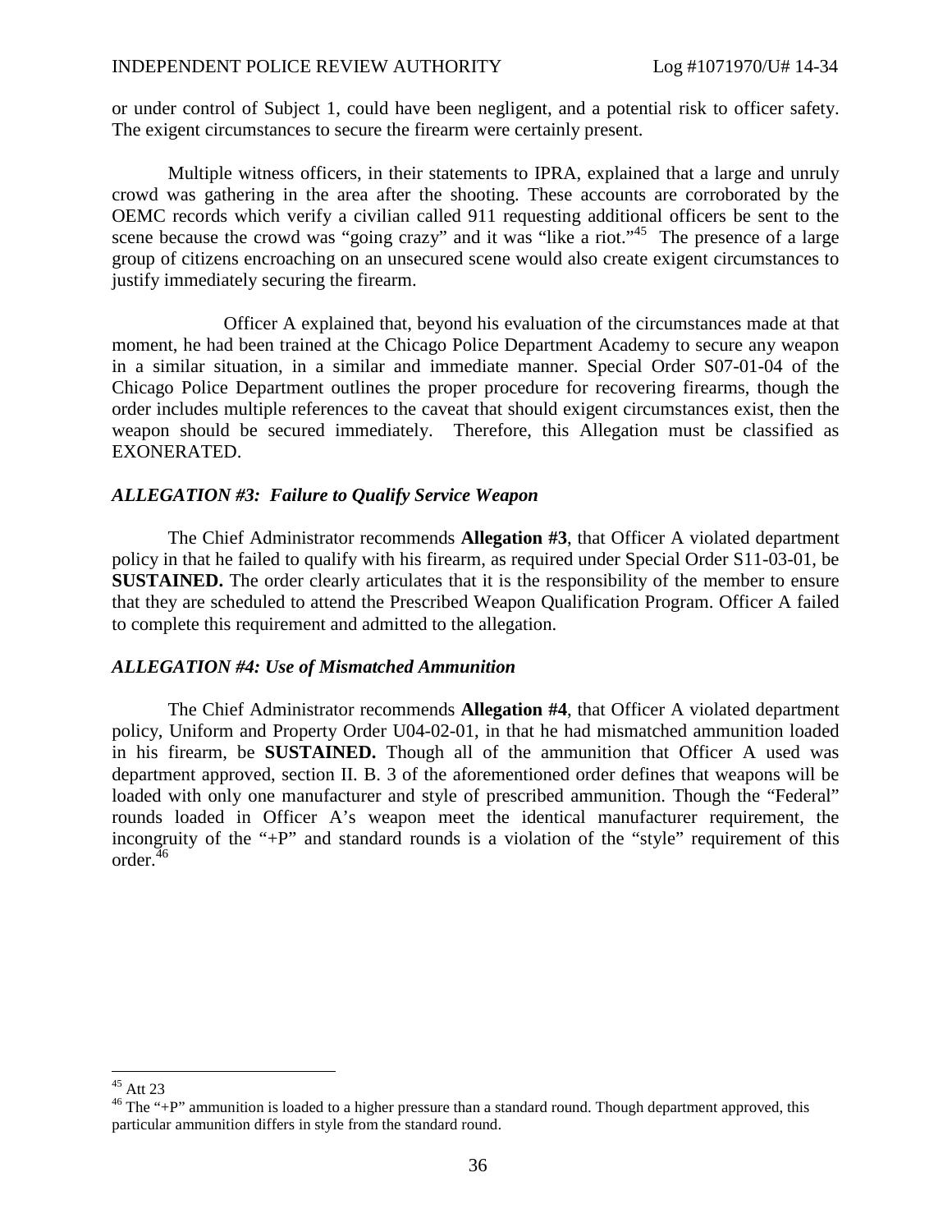or under control of Subject 1, could have been negligent, and a potential risk to officer safety. The exigent circumstances to secure the firearm were certainly present.

Multiple witness officers, in their statements to IPRA, explained that a large and unruly crowd was gathering in the area after the shooting. These accounts are corroborated by the OEMC records which verify a civilian called 911 requesting additional officers be sent to the scene because the crowd was "going crazy" and it was "like a riot."[45] The presence of a large group of citizens encroaching on an unsecured scene would also create exigent circumstances to justify immediately securing the firearm.

Officer A explained that, beyond his evaluation of the circumstances made at that moment, he had been trained at the Chicago Police Department Academy to secure any weapon in a similar situation, in a similar and immediate manner. Special Order S07-01-04 of the Chicago Police Department outlines the proper procedure for recovering firearms, though the order includes multiple references to the caveat that should exigent circumstances exist, then the weapon should be secured immediately. Therefore, this Allegation must be classified as EXONERATED.

### *ALLEGATION #3: Failure to Qualify Service Weapon*

The Chief Administrator recommends **Allegation #3**, that Officer A violated department policy in that he failed to qualify with his firearm, as required under Special Order S11-03-01, be **SUSTAINED.** The order clearly articulates that it is the responsibility of the member to ensure that they are scheduled to attend the Prescribed Weapon Qualification Program. Officer A failed to complete this requirement and admitted to the allegation.

### *ALLEGATION #4: Use of Mismatched Ammunition*

The Chief Administrator recommends **Allegation #4**, that Officer A violated department policy, Uniform and Property Order U04-02-01, in that he had mismatched ammunition loaded in his firearm, be **SUSTAINED.** Though all of the ammunition that Officer A used was department approved, section II. B. 3 of the aforementioned order defines that weapons will be loaded with only one manufacturer and style of prescribed ammunition. Though the "Federal" rounds loaded in Officer A's weapon meet the identical manufacturer requirement, the incongruity of the "+P" and standard rounds is a violation of the "style" requirement of this order.[46]

---

[45] Att 23

[46] The "+P" ammunition is loaded to a higher pressure than a standard round. Though department approved, this particular ammunition differs in style from the standard round.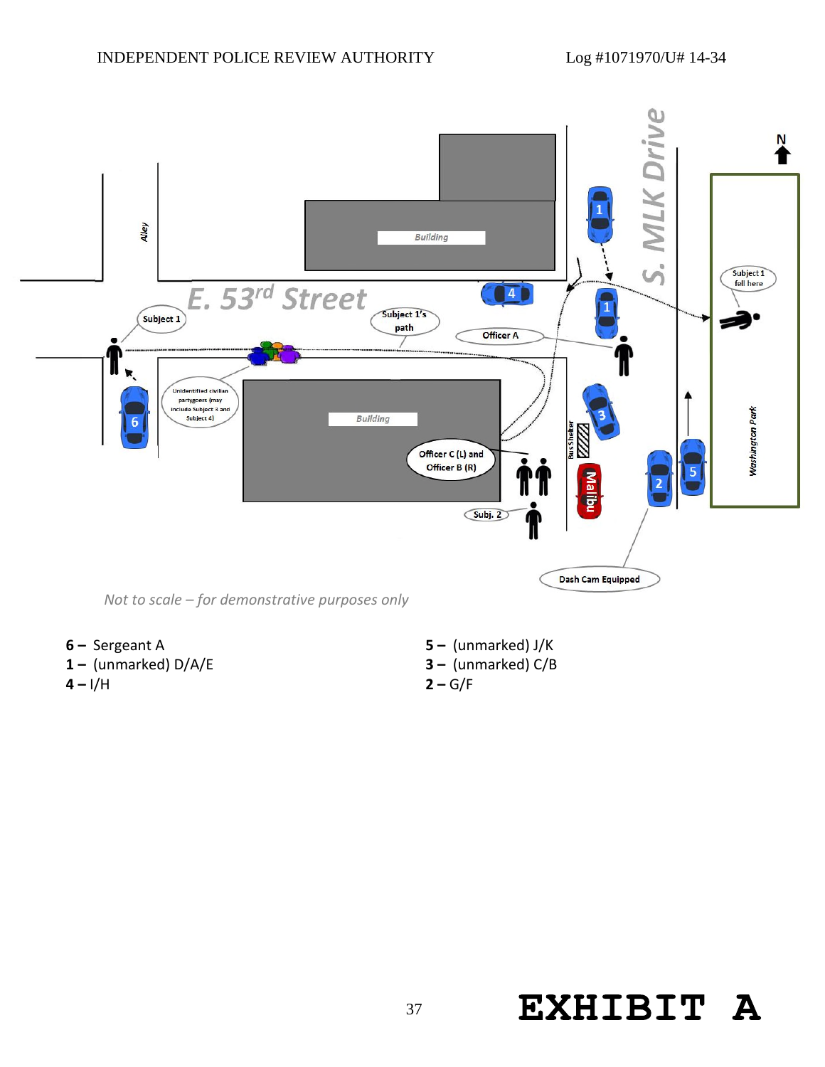E. 53rd Street

S. MLK Drive

Alley

Building

Building

N

Subject 1

Subject 1's path

Officer A

Subject 1 fell here

Unidentified civilian partygoers (may include Subject 3 and Subject 4)

Officer C (L) and Officer B (R)

Subj. 2

Bus Shelter

Malibu

Washington Park

Dash Cam Equipped

*Not to scale – for demonstrative purposes only*

**6 –** Sergeant A

**1 –** (unmarked) D/A/E

**4 –** I/H

**5 –** (unmarked) J/K

**3 –** (unmarked) C/B

**2 –** G/F

**EXHIBIT A**